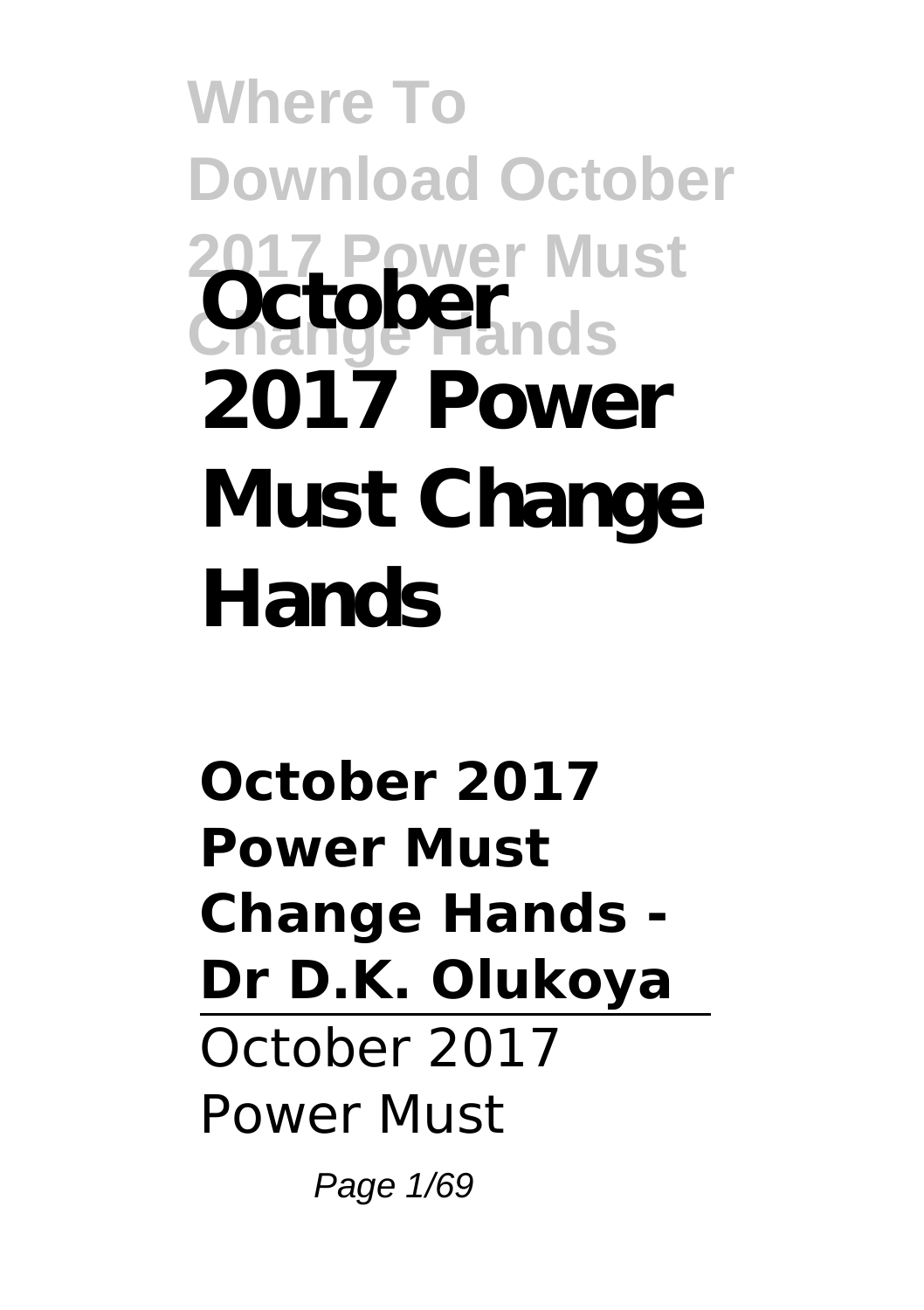# October 2017 Power Must Change Hands

**October 2017 Power Must Change Hands - Dr D.K. Olukoya**

October 2017 Power Must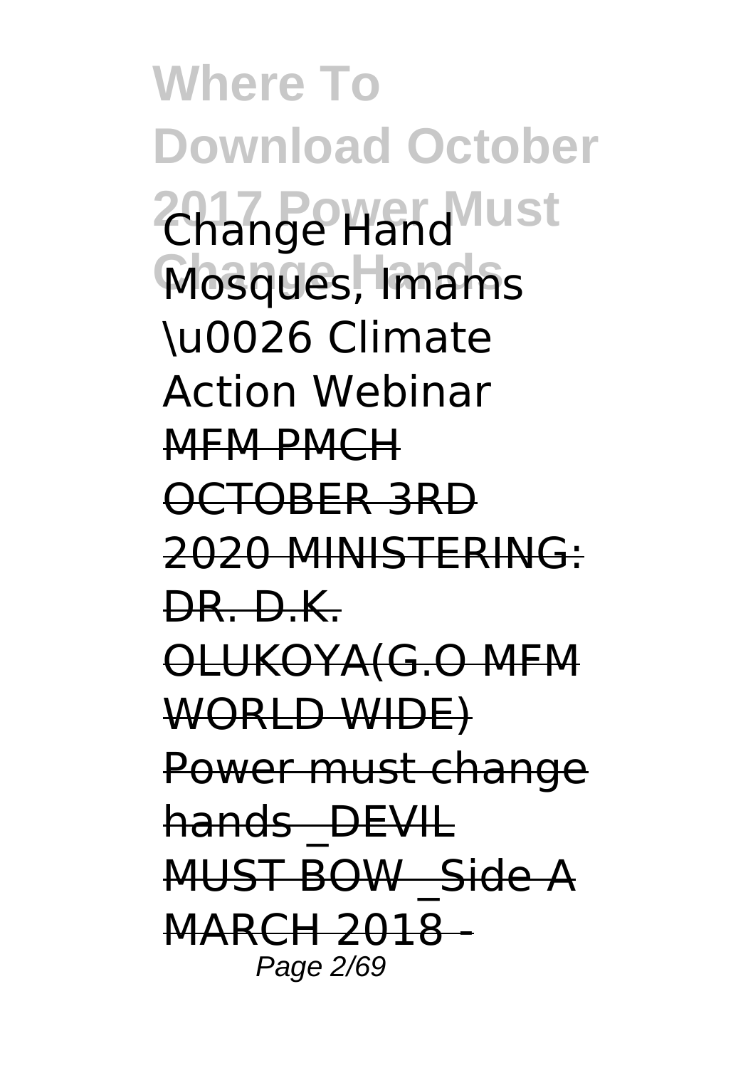Change Hand Mosques, Imams \u0026 Climate Action Webinar ~~MFM PMCH OCTOBER 3RD 2020 MINISTERING: DR. D.K. OLUKOYA(G.O MFM WORLD WIDE)~~ ~~Power must change hands _DEVIL MUST BOW _Side A~~ ~~MARCH 2018 -~~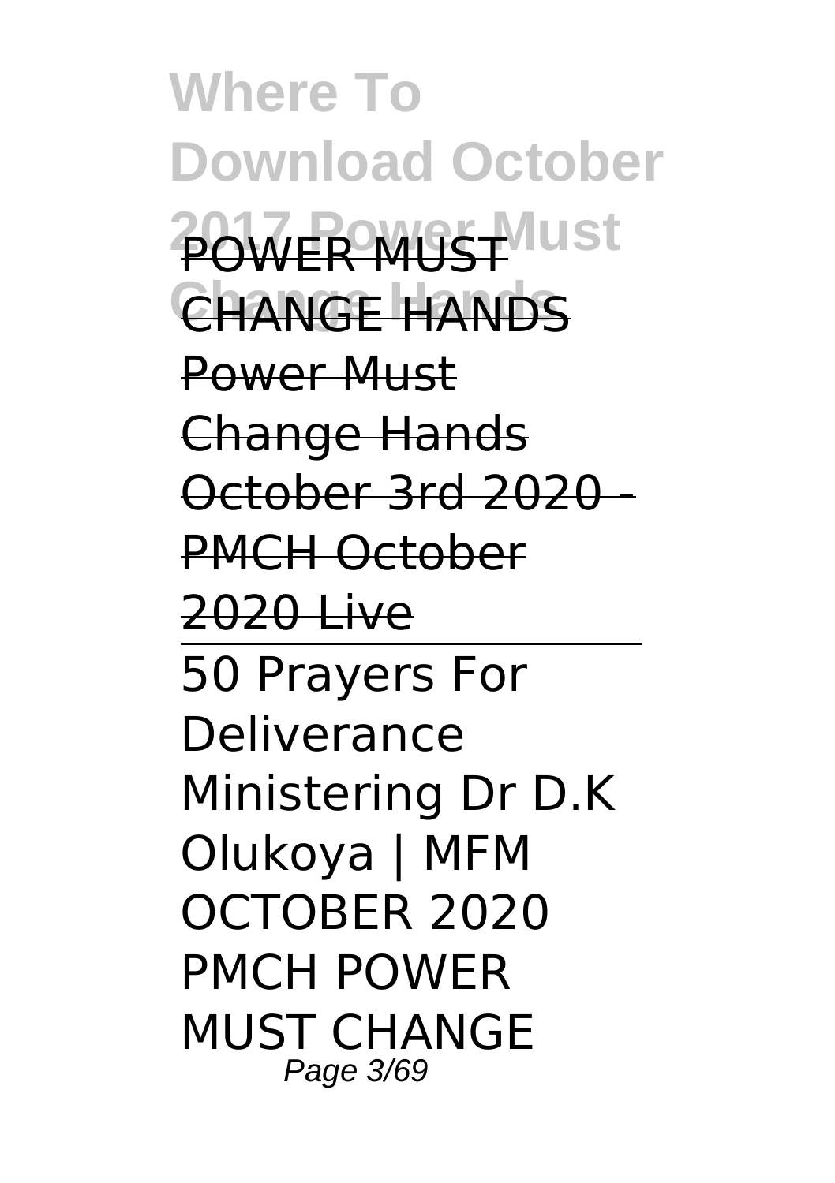POWER MUST CHANGE HANDS

Power Must Change Hands October 3rd 2020 - PMCH October 2020 Live

---

50 Prayers For Deliverance Ministering Dr D.K Olukoya | MFM OCTOBER 2020 PMCH POWER MUST CHANGE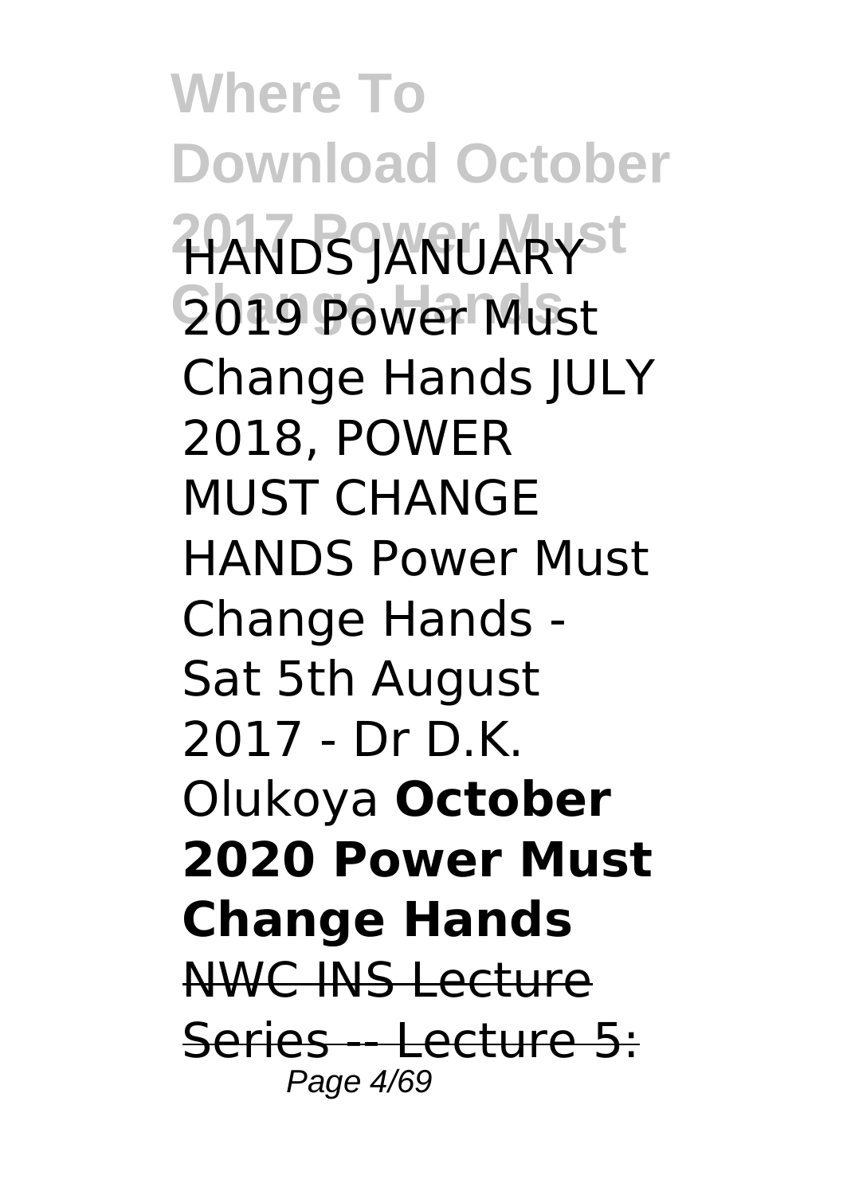HANDS JANUARY 2019 Power Must Change Hands JULY 2018, POWER MUST CHANGE HANDS Power Must Change Hands - Sat 5th August 2017 - Dr D.K. Olukoya **October 2020 Power Must Change Hands** ~~NWC INS Lecture Series -- Lecture 5:~~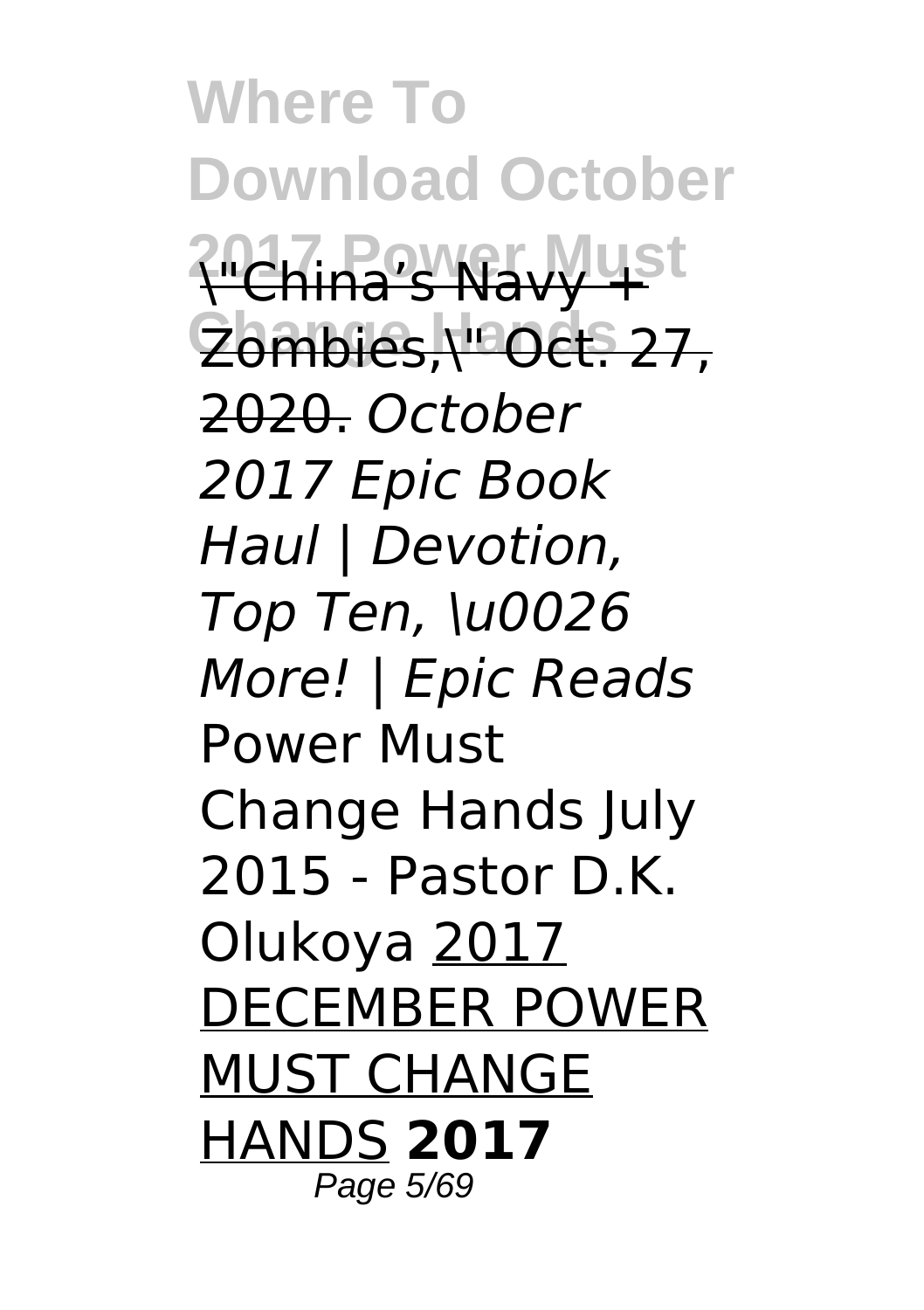\"China's Navy + Zombies,\" Oct. 27, 2020. *October 2017 Epic Book Haul | Devotion, Top Ten, \u0026 More! | Epic Reads* Power Must Change Hands July 2015 - Pastor D.K. Olukoya 2017 DECEMBER POWER MUST CHANGE HANDS **2017**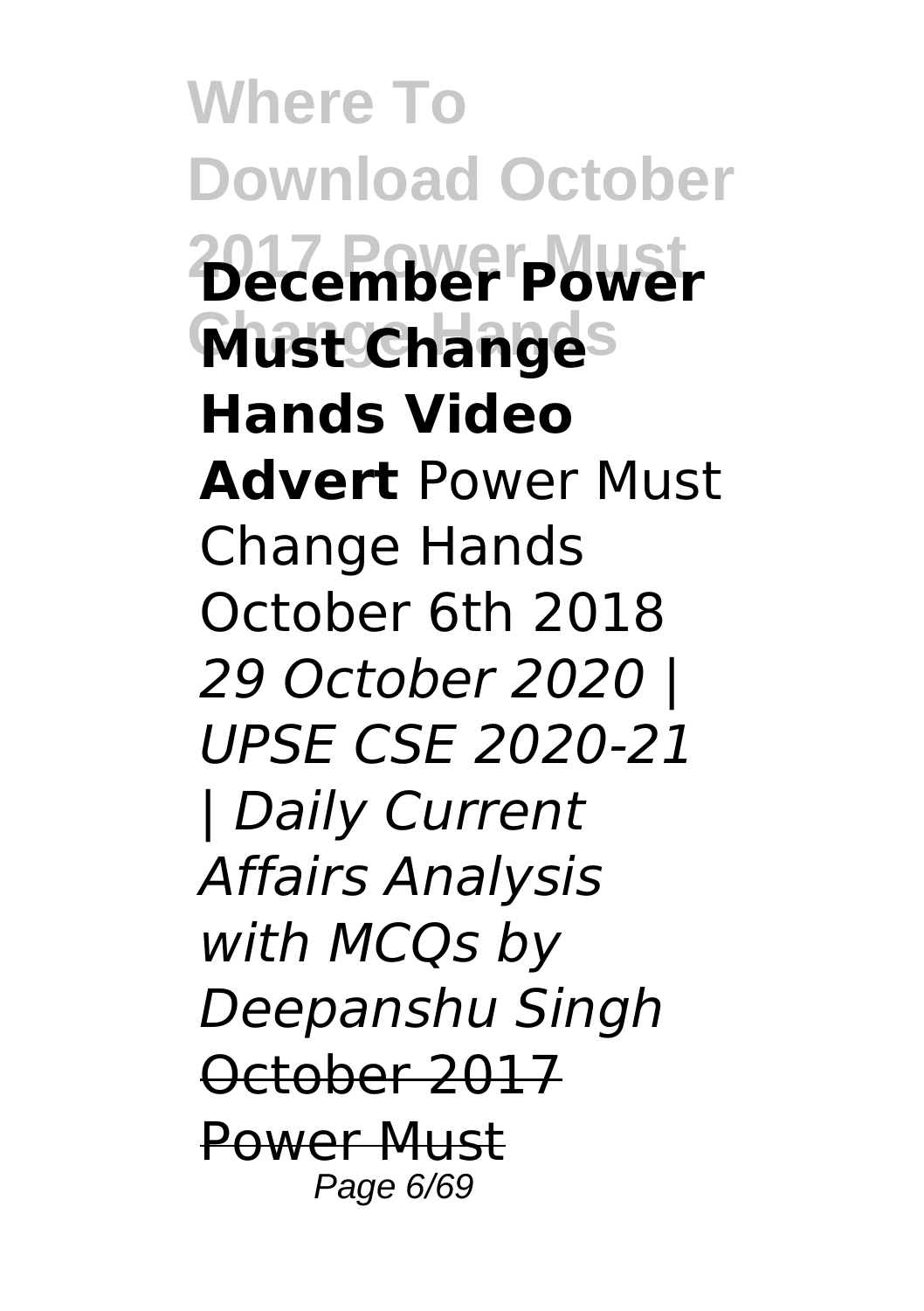**December Power Must Change Hands Video Advert** Power Must Change Hands October 6th 2018 *29 October 2020 | UPSE CSE 2020-21 | Daily Current Affairs Analysis with MCQs by Deepanshu Singh* ~~October 2017 Power Must~~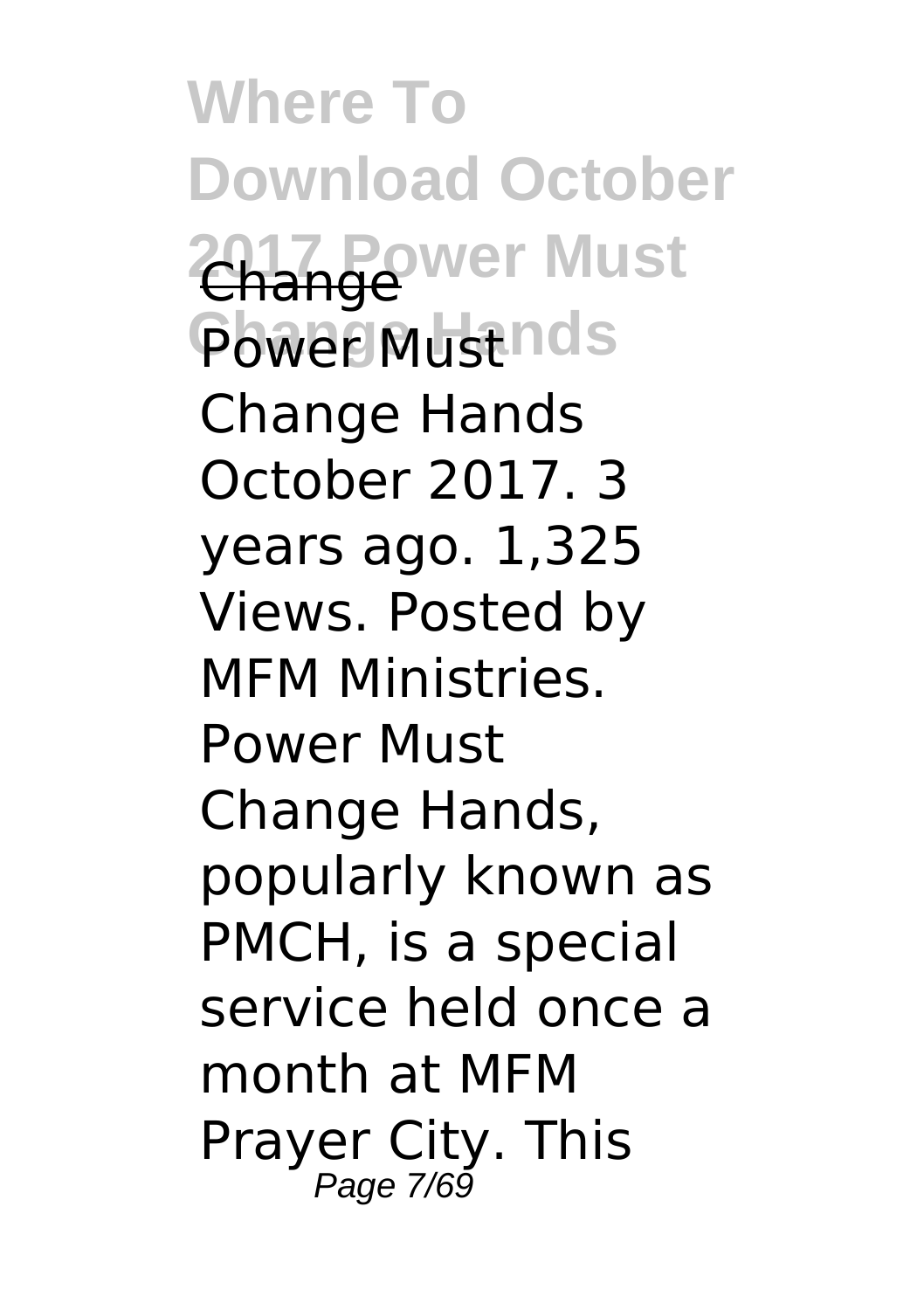Change

Power Must Change Hands October 2017. 3 years ago. 1,325 Views. Posted by MFM Ministries. Power Must Change Hands, popularly known as PMCH, is a special service held once a month at MFM Prayer City. This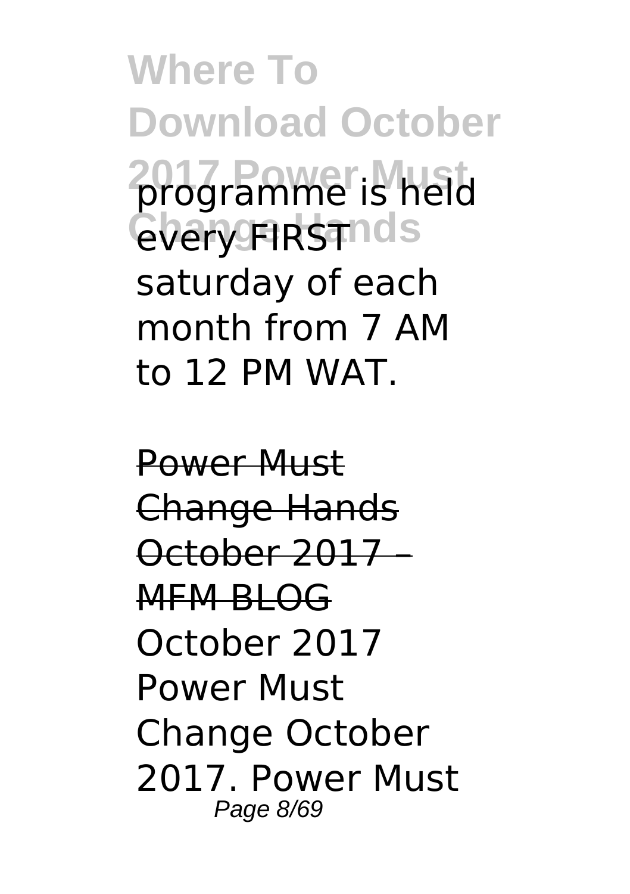programme is held every FIRST saturday of each month from 7 AM to 12 PM WAT.

~~Power Must Change Hands October 2017 – MFM BLOG~~
October 2017 Power Must Change October 2017. Power Must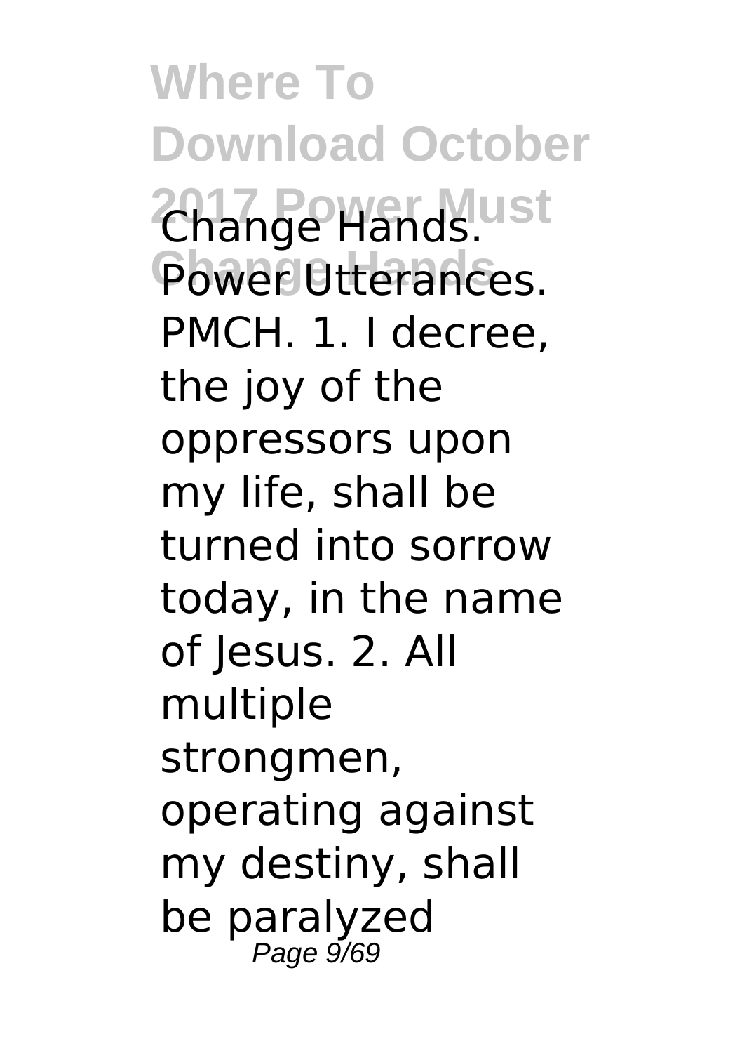Change Hands. Power Utterances. PMCH. 1. I decree, the joy of the oppressors upon my life, shall be turned into sorrow today, in the name of Jesus. 2. All multiple strongmen, operating against my destiny, shall be paralyzed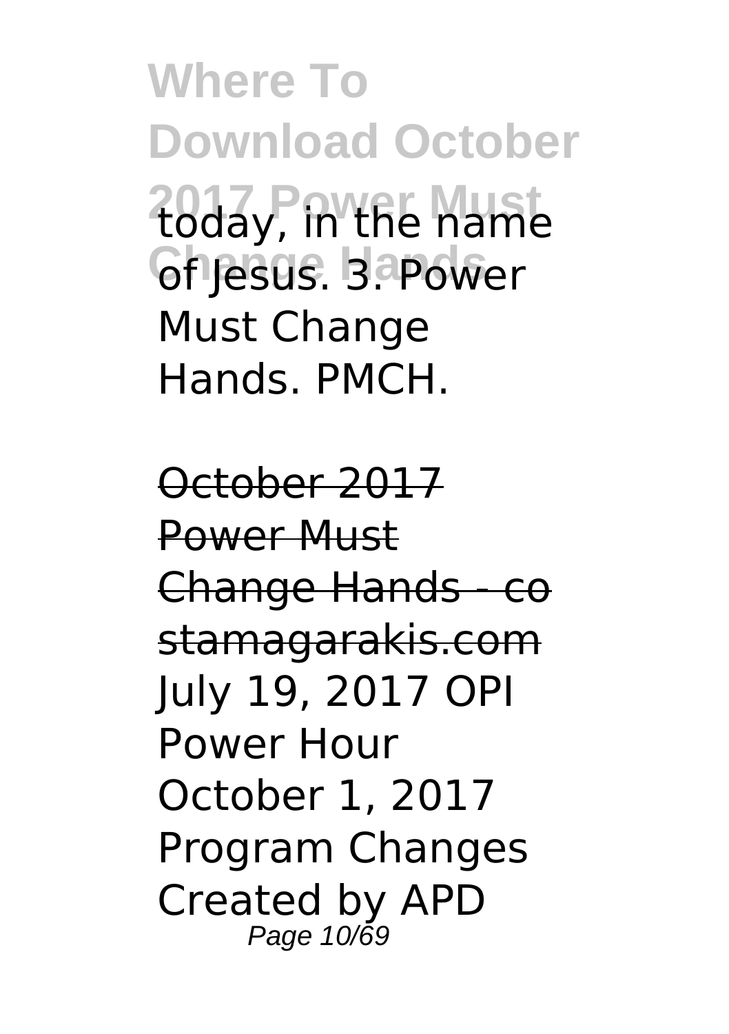today, in the name of Jesus. 3. Power Must Change Hands. PMCH.

October 2017 Power Must Change Hands - costamagarakis.com

July 19, 2017 OPI Power Hour October 1, 2017 Program Changes Created by APD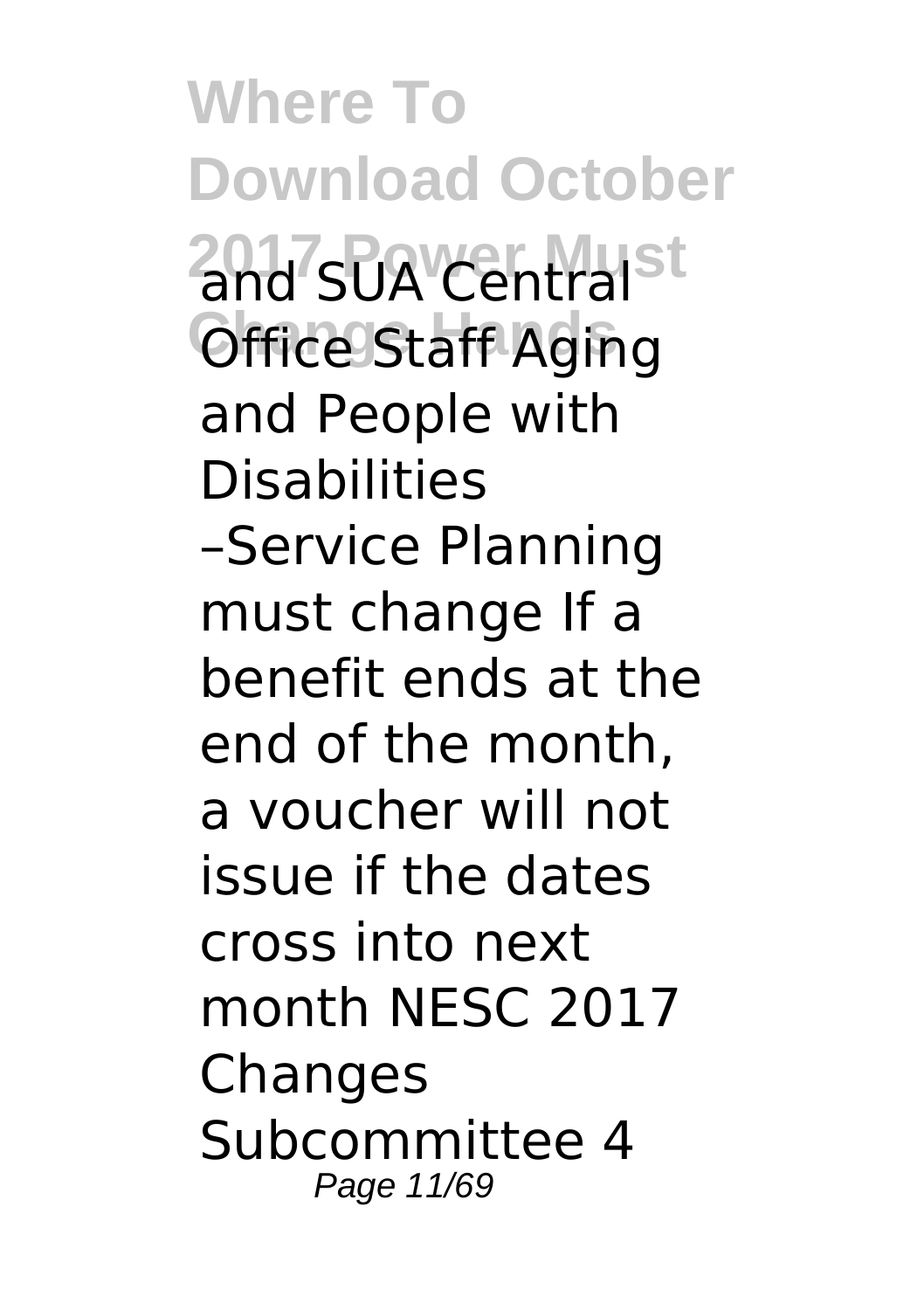and SUA Central Office Staff Aging and People with Disabilities –Service Planning must change If a benefit ends at the end of the month, a voucher will not issue if the dates cross into next month NESC 2017 Changes Subcommittee 4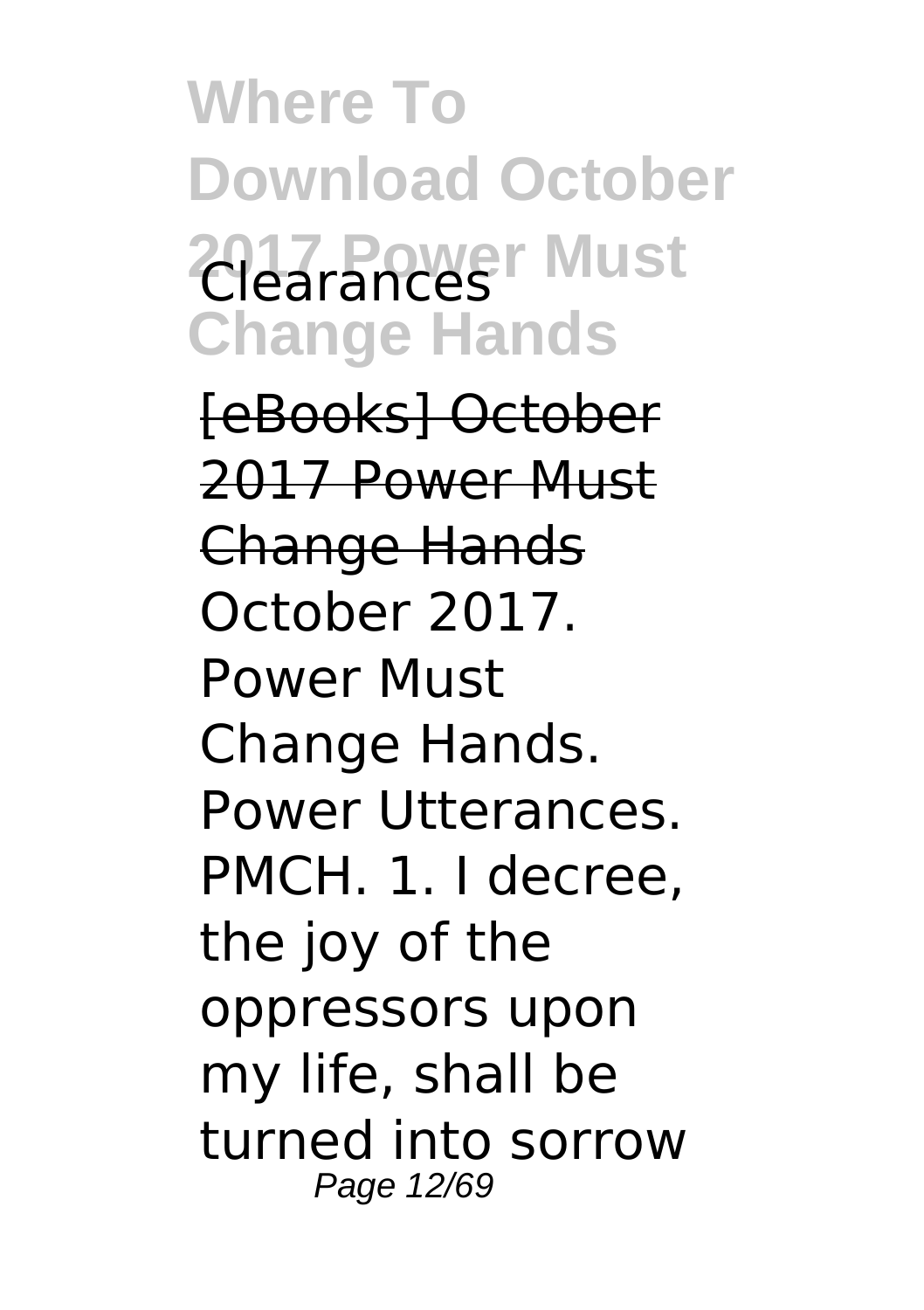# Where To Download October 2017 Power Must Clearances Change Hands

[eBooks] October 2017 Power Must Change Hands

October 2017. Power Must Change Hands. Power Utterances. PMCH. 1. I decree, the joy of the oppressors upon my life, shall be turned into sorrow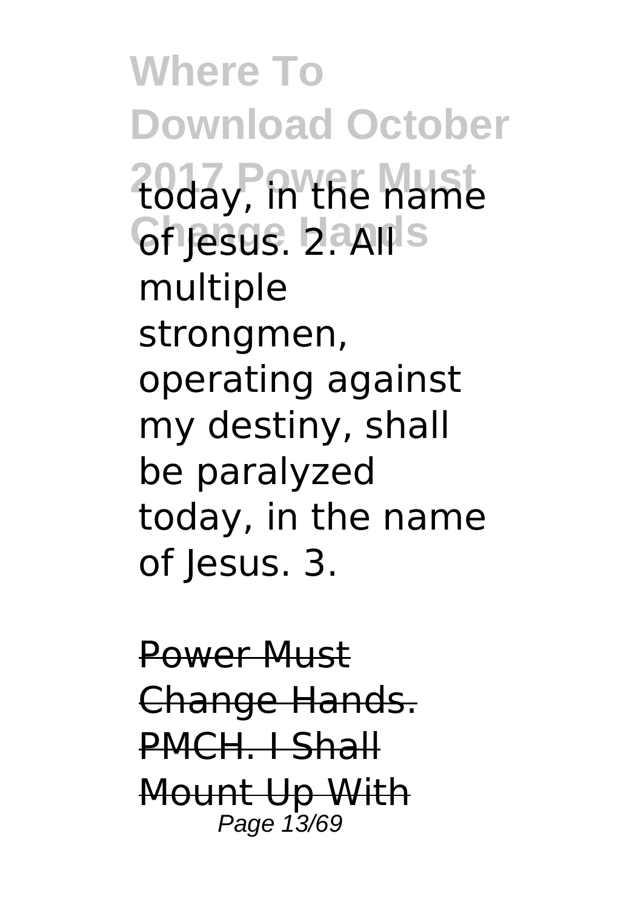today, in the name of Jesus. 2. All multiple strongmen, operating against my destiny, shall be paralyzed today, in the name of Jesus. 3.

~~Power Must Change Hands. PMCH. I Shall Mount Up With~~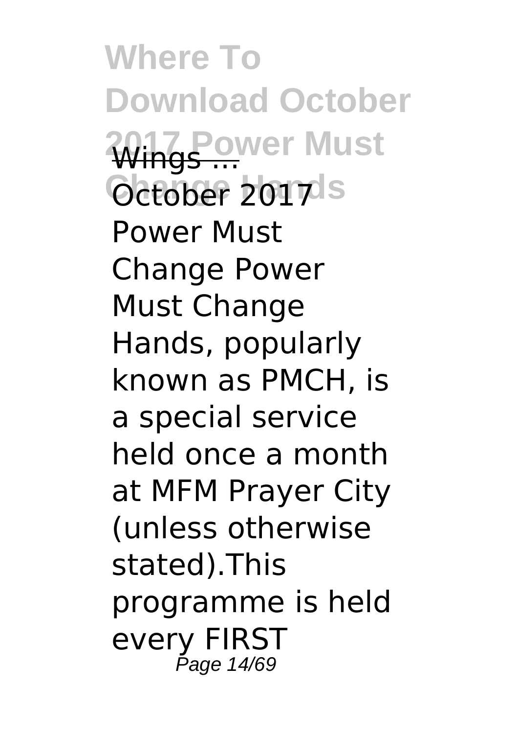Wings ...

October 2017 Power Must Change Power Must Change Hands, popularly known as PMCH, is a special service held once a month at MFM Prayer City (unless otherwise stated).This programme is held every FIRST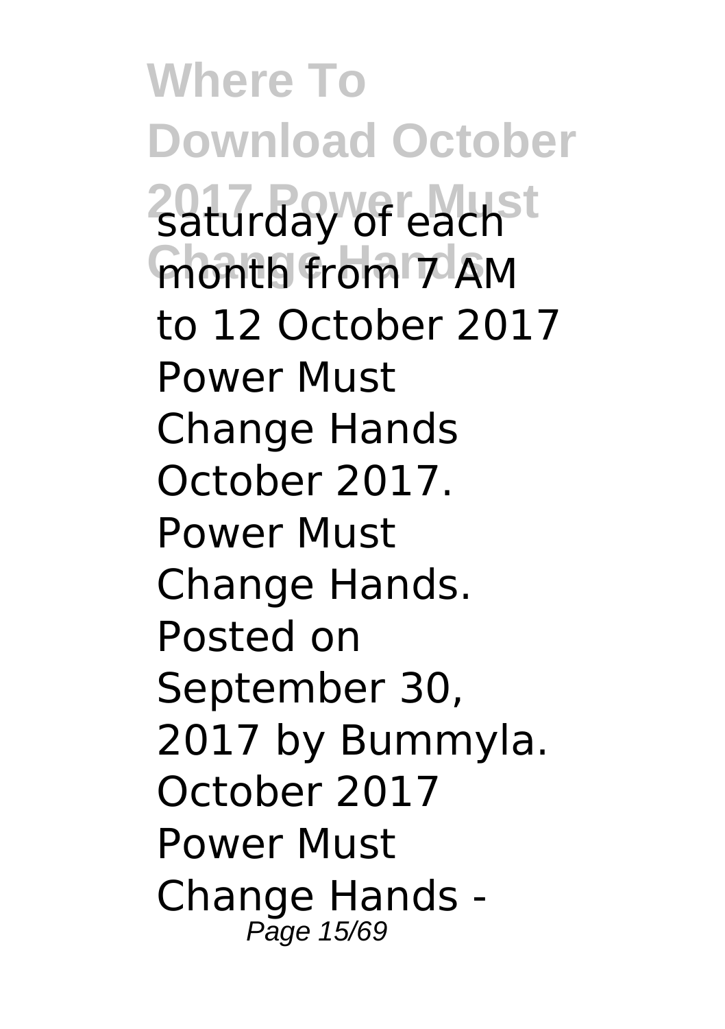saturday of each month from 7 AM to 12 October 2017 Power Must Change Hands October 2017. Power Must Change Hands. Posted on September 30, 2017 by Bummyla. October 2017 Power Must Change Hands -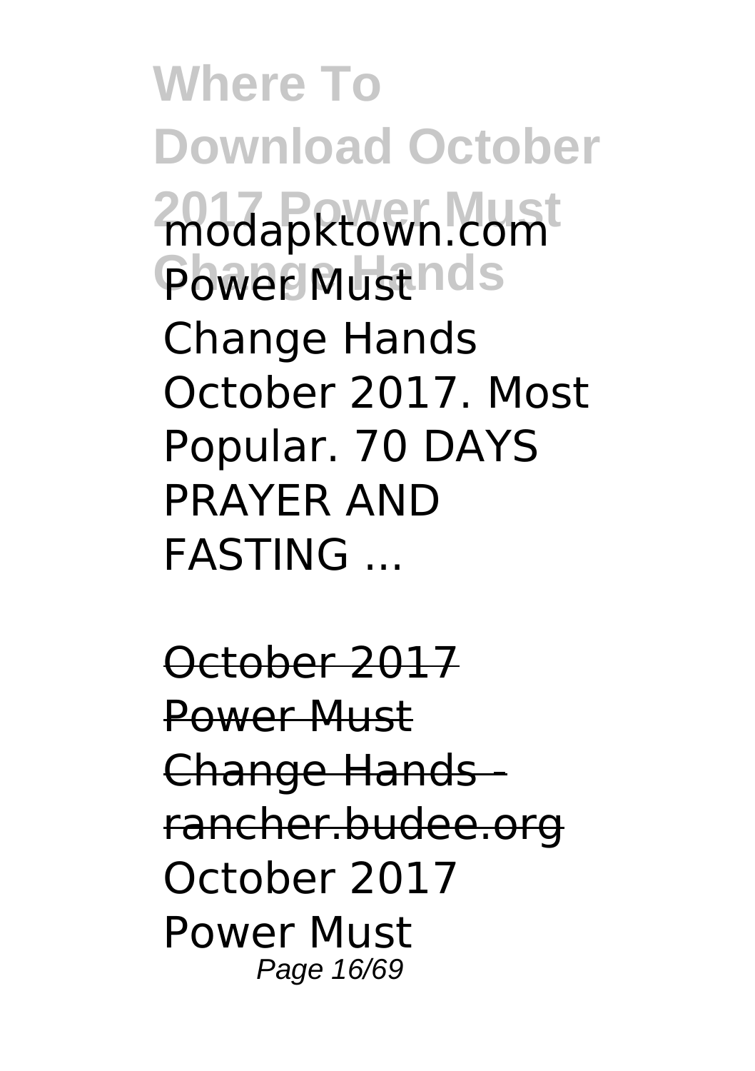modapktown.com Power Must Change Hands October 2017. Most Popular. 70 DAYS PRAYER AND FASTING ...

October 2017 Power Must Change Hands - rancher.budee.org

October 2017 Power Must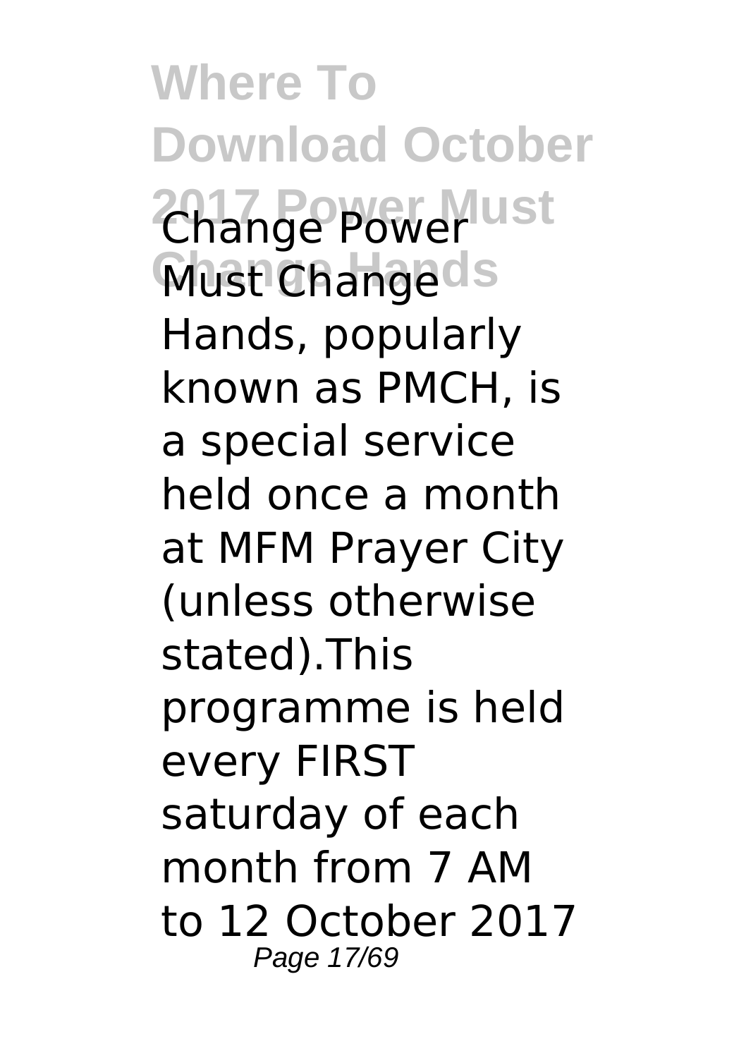Change Power Must Change Hands, popularly known as PMCH, is a special service held once a month at MFM Prayer City (unless otherwise stated).This programme is held every FIRST saturday of each month from 7 AM to 12 October 2017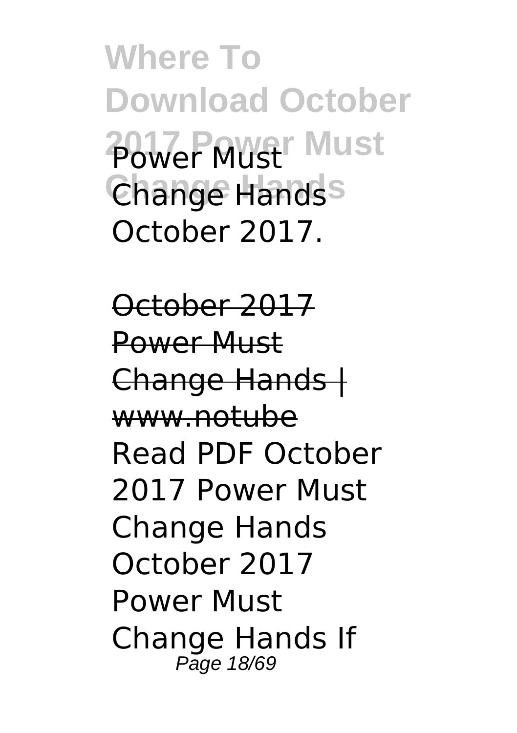October 2017.

October 2017 Power Must Change Hands | www.notube

Read PDF October 2017 Power Must Change Hands October 2017 Power Must Change Hands If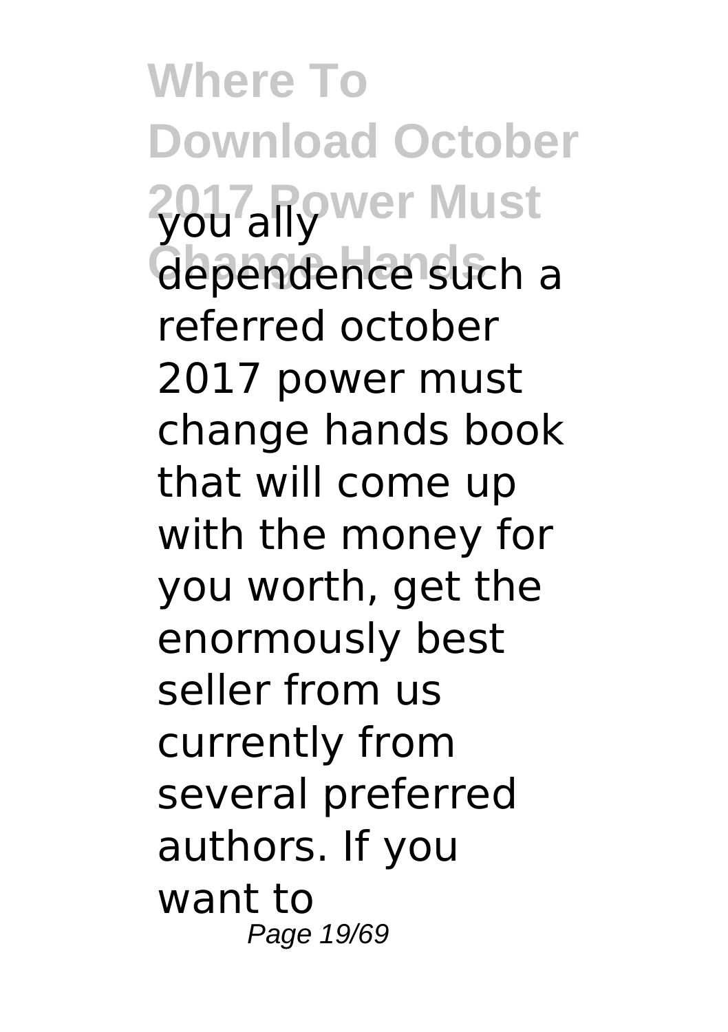you ally dependence such a referred october 2017 power must change hands book that will come up with the money for you worth, get the enormously best seller from us currently from several preferred authors. If you want to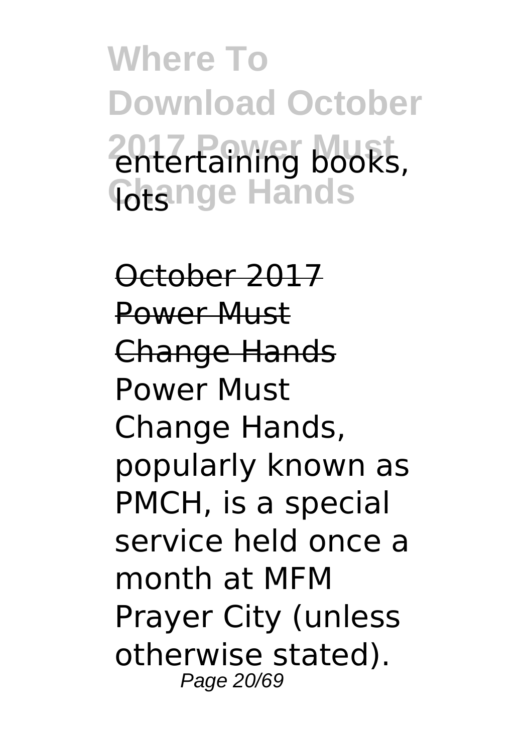entertaining books, lots

~~October 2017 Power Must Change Hands~~

Power Must Change Hands, popularly known as PMCH, is a special service held once a month at MFM Prayer City (unless otherwise stated).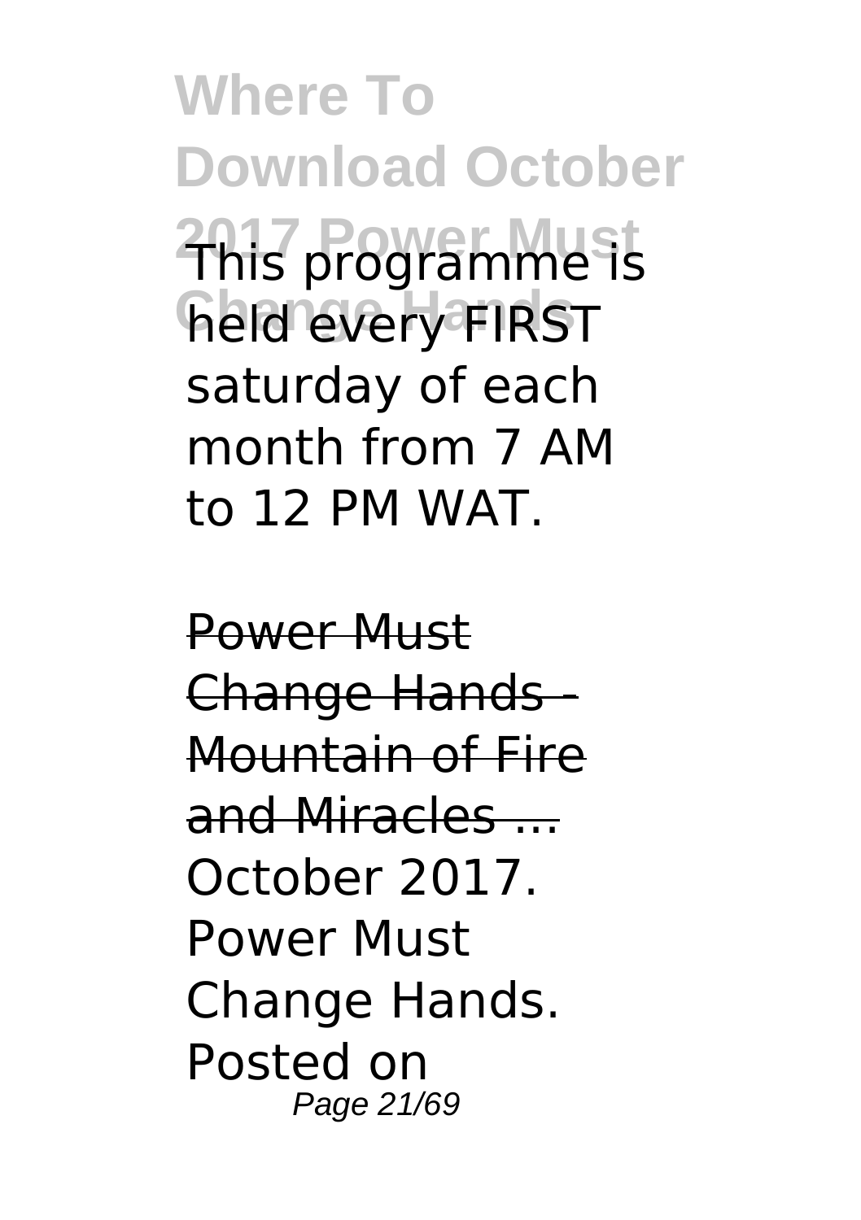This programme is held every FIRST saturday of each month from 7 AM to 12 PM WAT.

Power Must Change Hands - Mountain of Fire and Miracles ...

October 2017. Power Must Change Hands. Posted on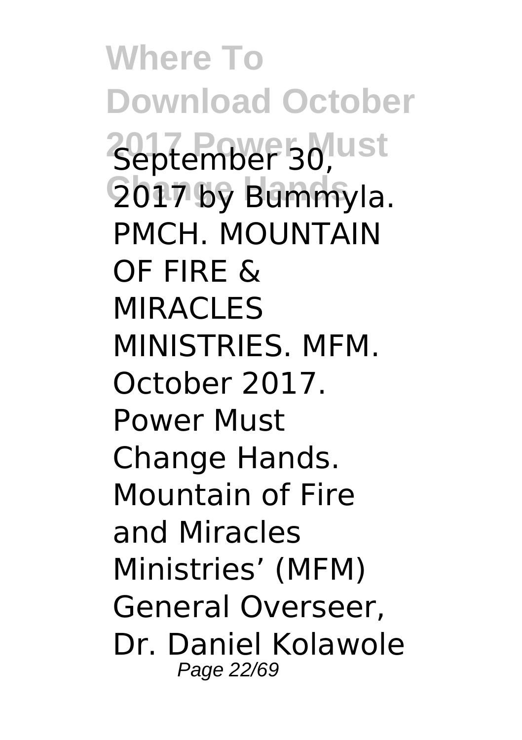September 30, 2017 by Bummyla. PMCH. MOUNTAIN OF FIRE & MIRACLES MINISTRIES. MFM. October 2017. Power Must Change Hands. Mountain of Fire and Miracles Ministries' (MFM) General Overseer, Dr. Daniel Kolawole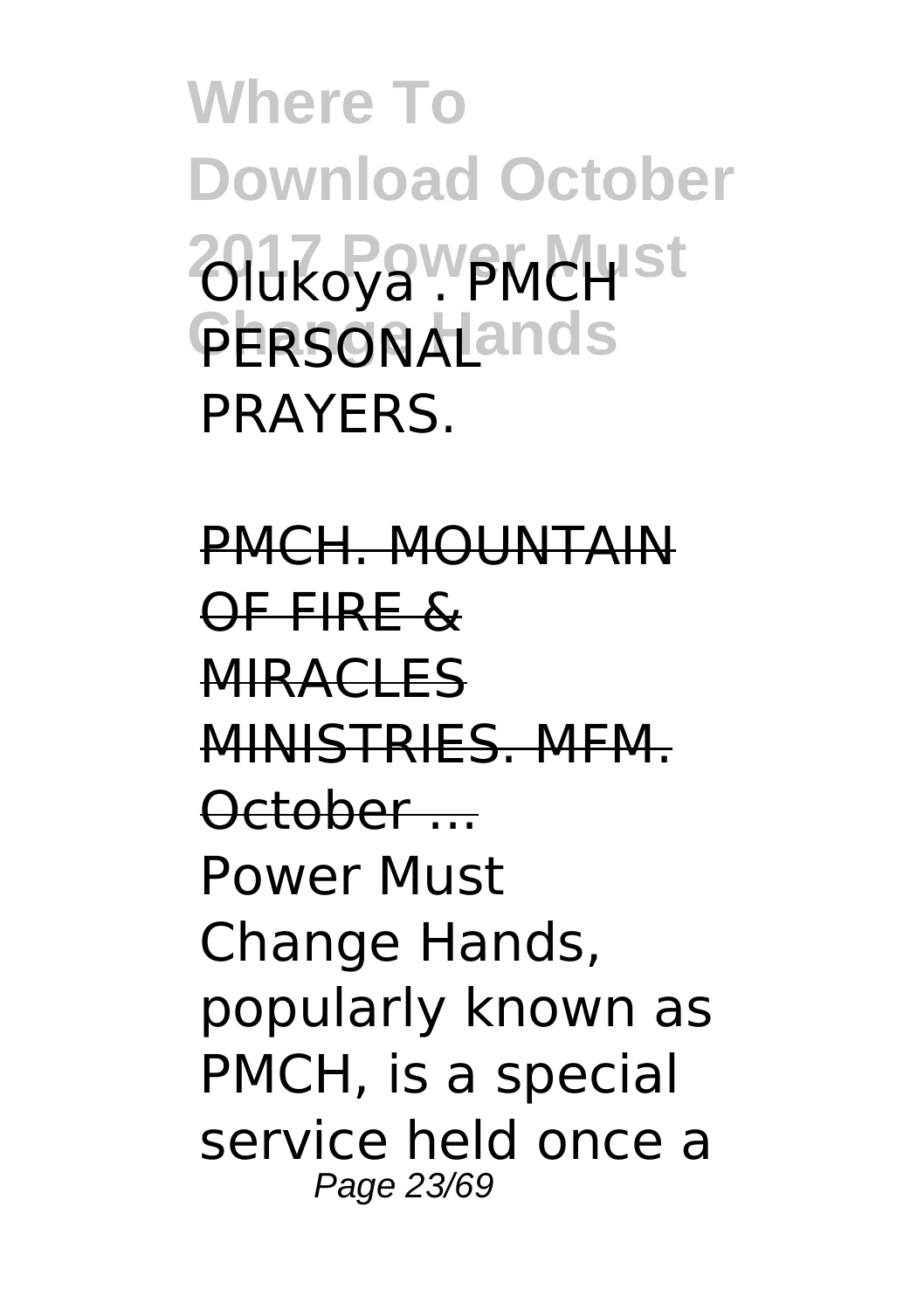Olukoya . PMCH PERSONAL PRAYERS.

PMCH. MOUNTAIN OF FIRE & MIRACLES MINISTRIES. MFM. October ...

Power Must Change Hands, popularly known as PMCH, is a special service held once a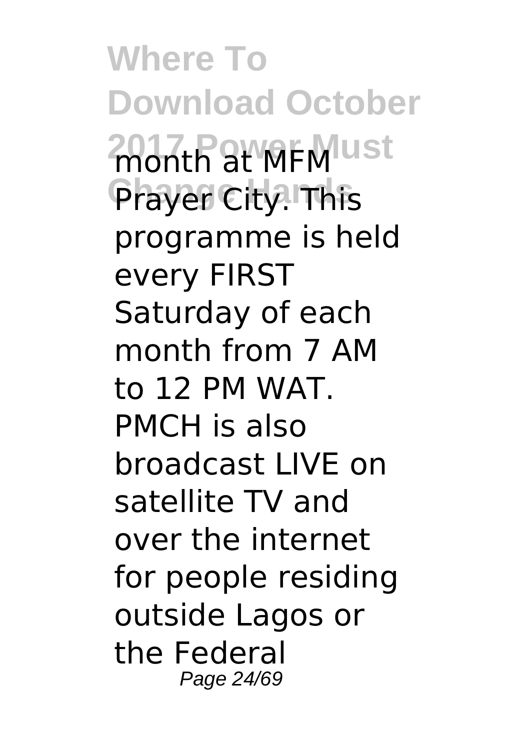month at MFM Prayer City. This programme is held every FIRST Saturday of each month from 7 AM to 12 PM WAT. PMCH is also broadcast LIVE on satellite TV and over the internet for people residing outside Lagos or the Federal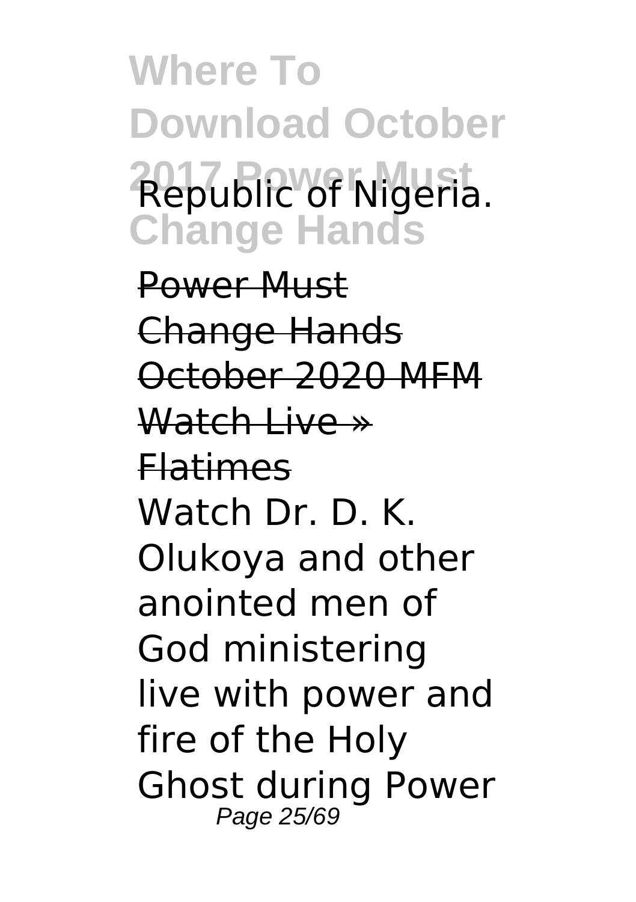Republic of Nigeria.

Power Must Change Hands October 2020 MFM Watch Live » Flatimes

Watch Dr. D. K. Olukoya and other anointed men of God ministering live with power and fire of the Holy Ghost during Power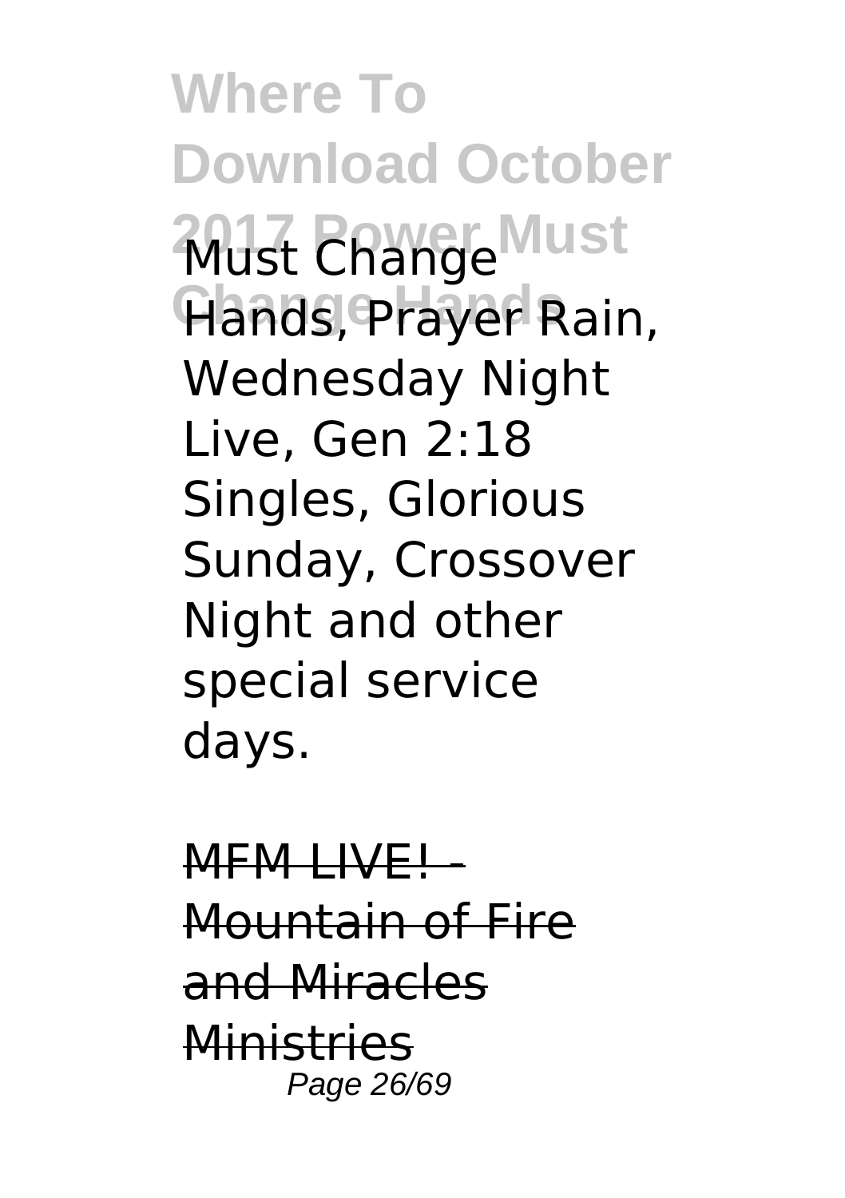Must Change Hands, Prayer Rain, Wednesday Night Live, Gen 2:18 Singles, Glorious Sunday, Crossover Night and other special service days.

MFM LIVE! - Mountain of Fire and Miracles Ministries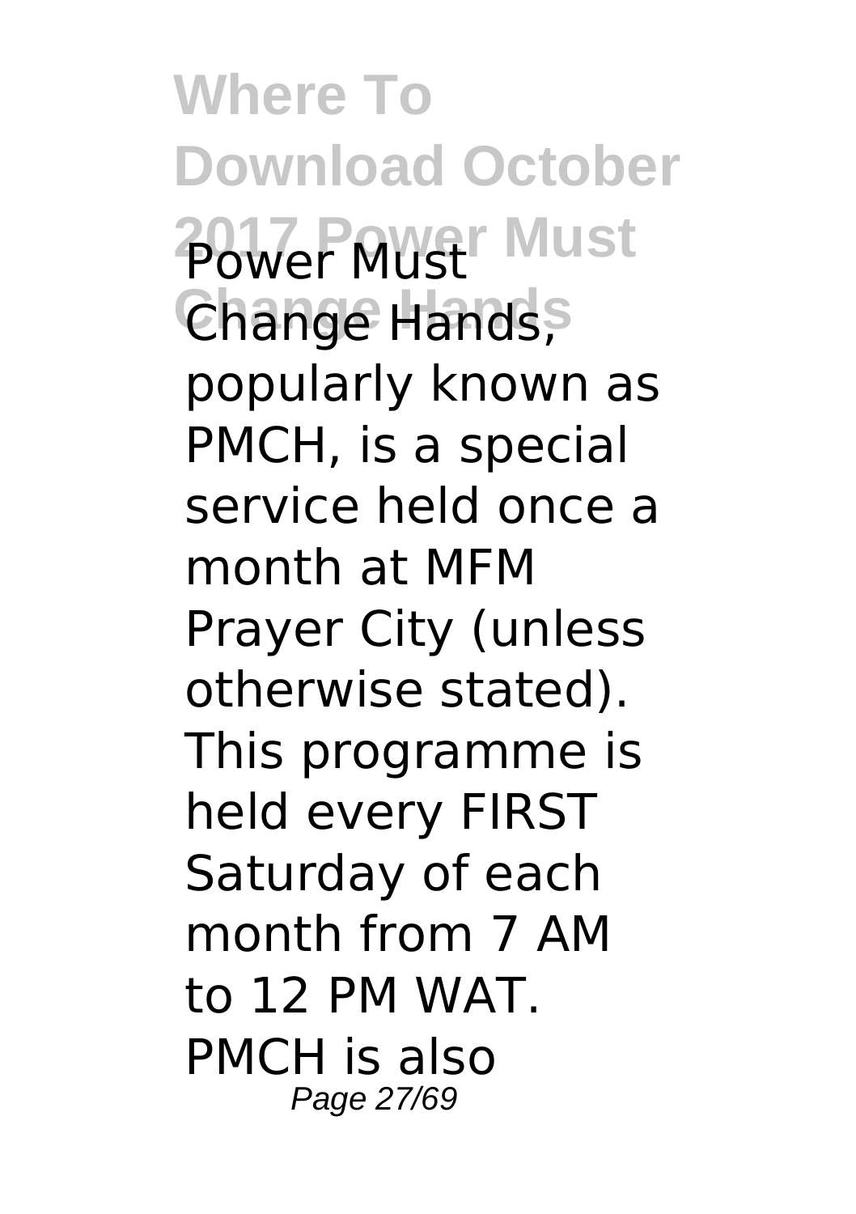Power Must Change Hands, popularly known as PMCH, is a special service held once a month at MFM Prayer City (unless otherwise stated). This programme is held every FIRST Saturday of each month from 7 AM to 12 PM WAT. PMCH is also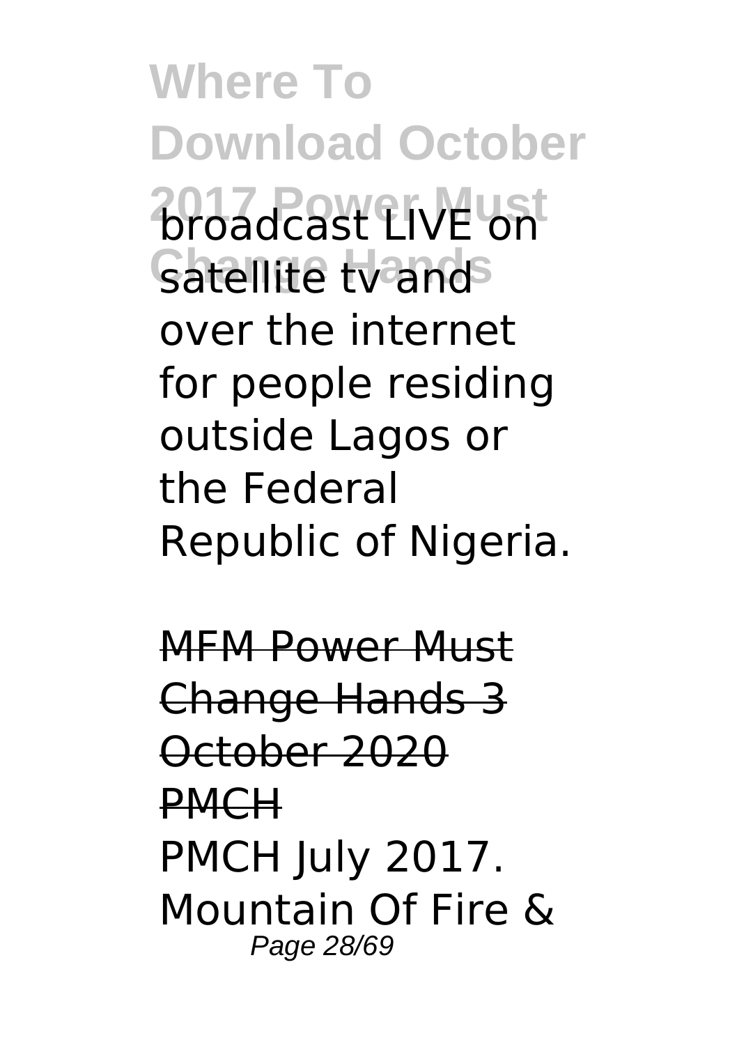broadcast LIVE on satellite tv and over the internet for people residing outside Lagos or the Federal Republic of Nigeria.

MFM Power Must Change Hands 3 October 2020 PMCH

PMCH July 2017. Mountain Of Fire &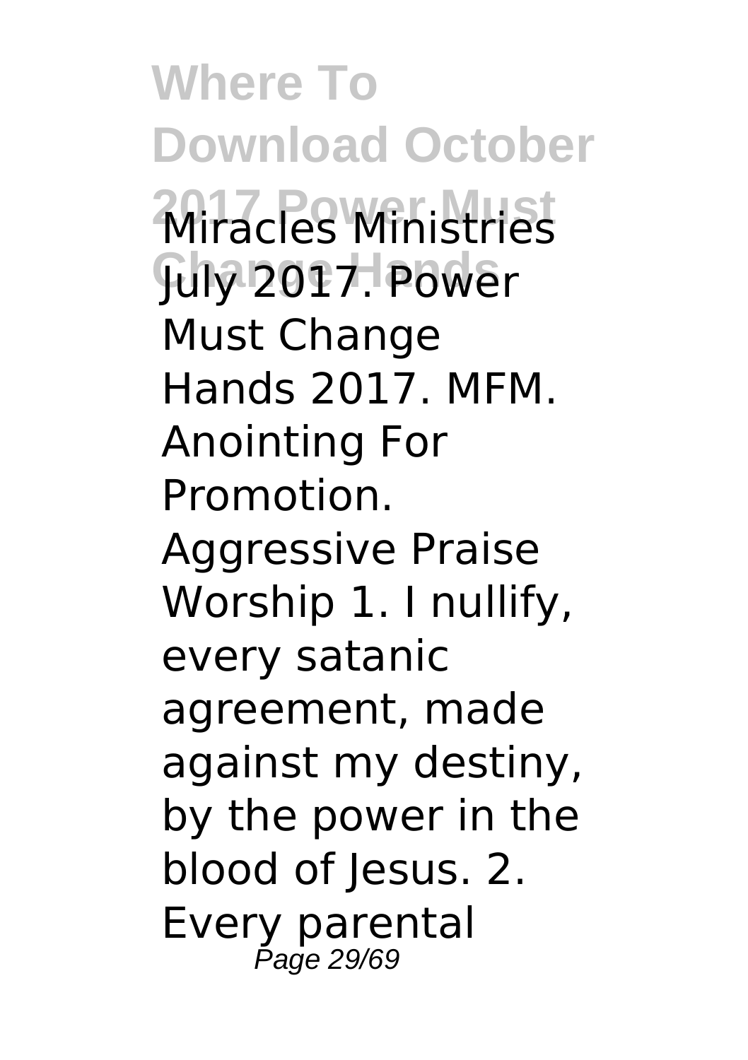Miracles Ministries July 2017. Power Must Change Hands 2017. MFM. Anointing For Promotion. Aggressive Praise Worship 1. I nullify, every satanic agreement, made against my destiny, by the power in the blood of Jesus. 2. Every parental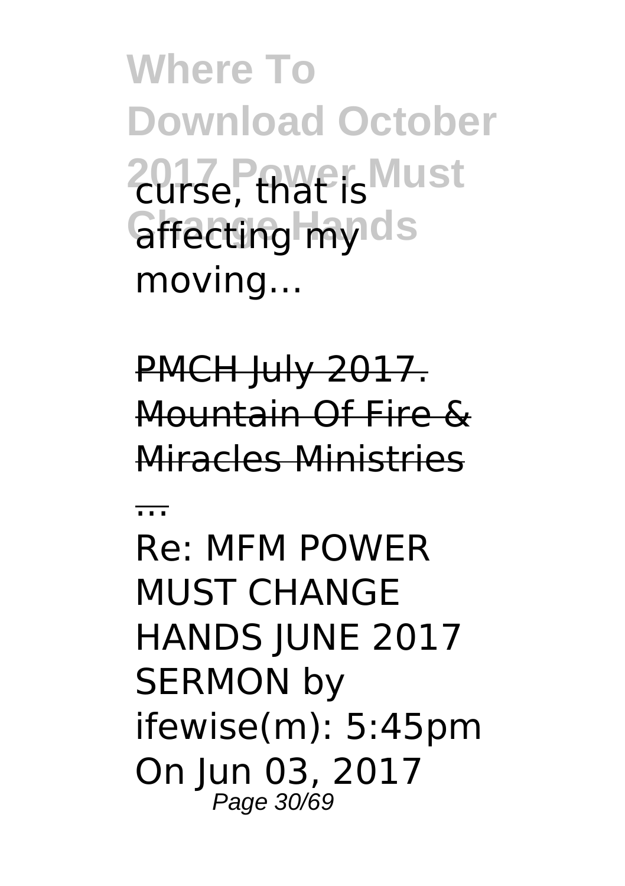curse, that is affecting my moving…

PMCH July 2017. Mountain Of Fire & Miracles Ministries ...

Re: MFM POWER MUST CHANGE HANDS JUNE 2017 SERMON by ifewise(m): 5:45pm On Jun 03, 2017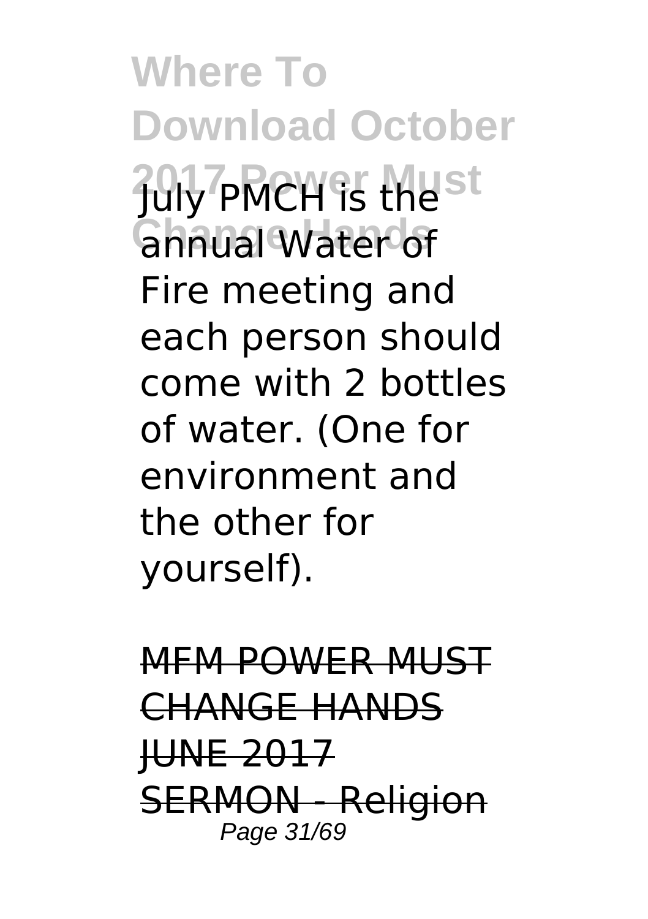July PMCH is the annual Water of Fire meeting and each person should come with 2 bottles of water. (One for environment and the other for yourself).

MFM POWER MUST CHANGE HANDS JUNE 2017 SERMON - Religion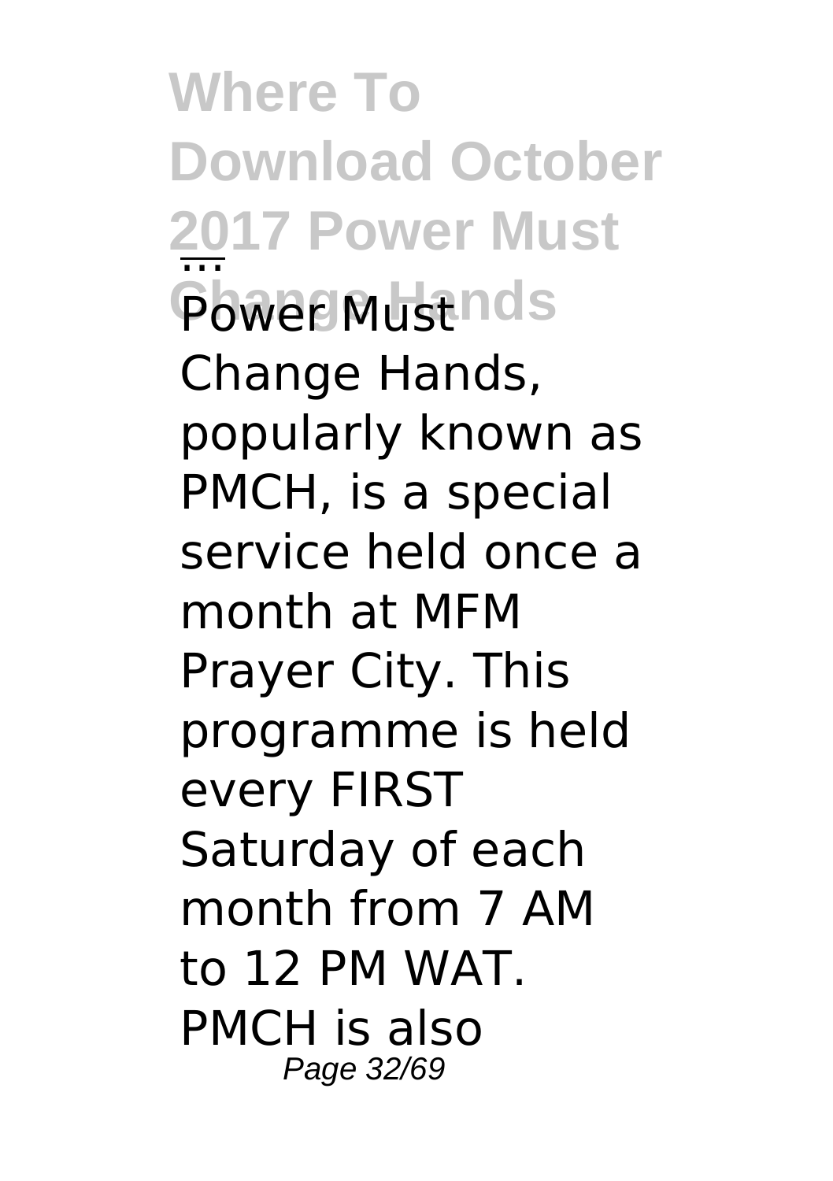Power Must Change Hands, popularly known as PMCH, is a special service held once a month at MFM Prayer City. This programme is held every FIRST Saturday of each month from 7 AM to 12 PM WAT. PMCH is also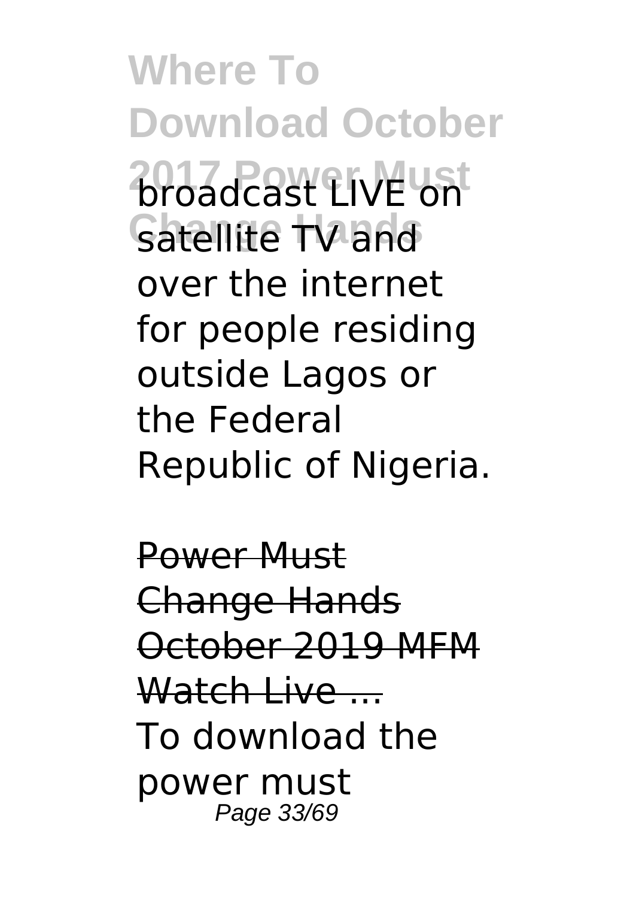broadcast LIVE on satellite TV and over the internet for people residing outside Lagos or the Federal Republic of Nigeria.

Power Must Change Hands October 2019 MFM Watch Live ...

To download the power must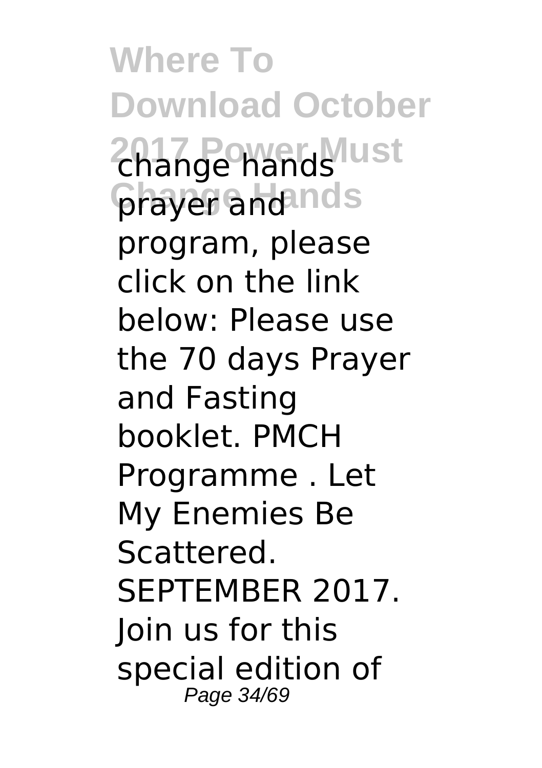change hands prayer and program, please click on the link below: Please use the 70 days Prayer and Fasting booklet. PMCH Programme . Let My Enemies Be Scattered. SEPTEMBER 2017. Join us for this special edition of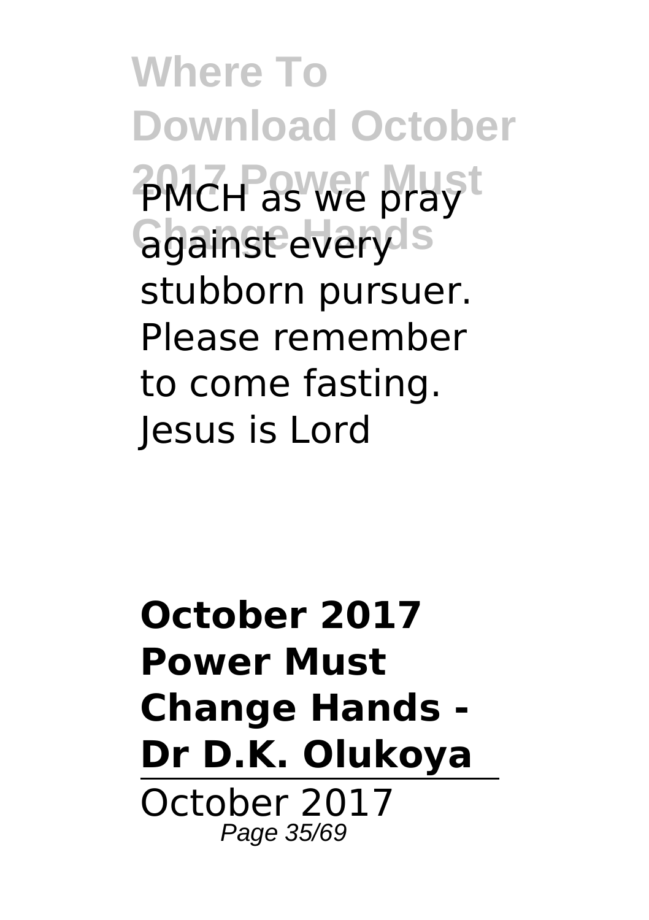PMCH as we pray against every stubborn pursuer. Please remember to come fasting. Jesus is Lord

## October 2017 Power Must Change Hands - Dr D.K. Olukoya

---

October 2017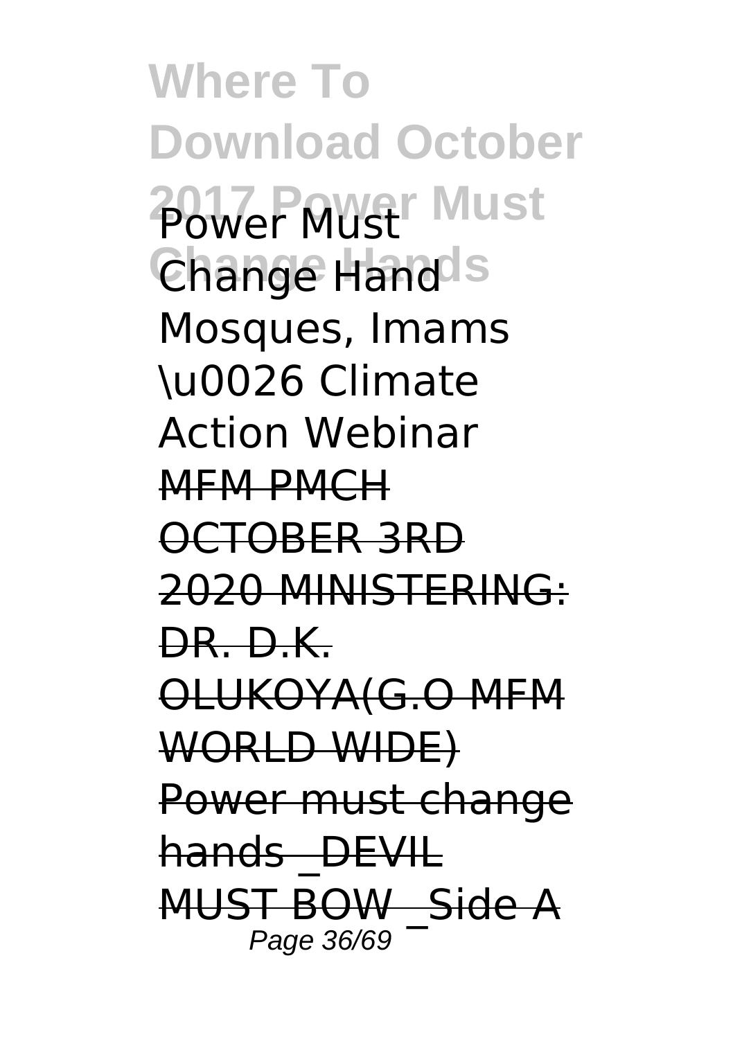Mosques, Imams \u0026 Climate Action Webinar

~~MFM PMCH OCTOBER 3RD 2020 MINISTERING: DR. D.K. OLUKOYA(G.O MFM WORLD WIDE)~~

~~Power must change hands _DEVIL MUST BOW _Side A~~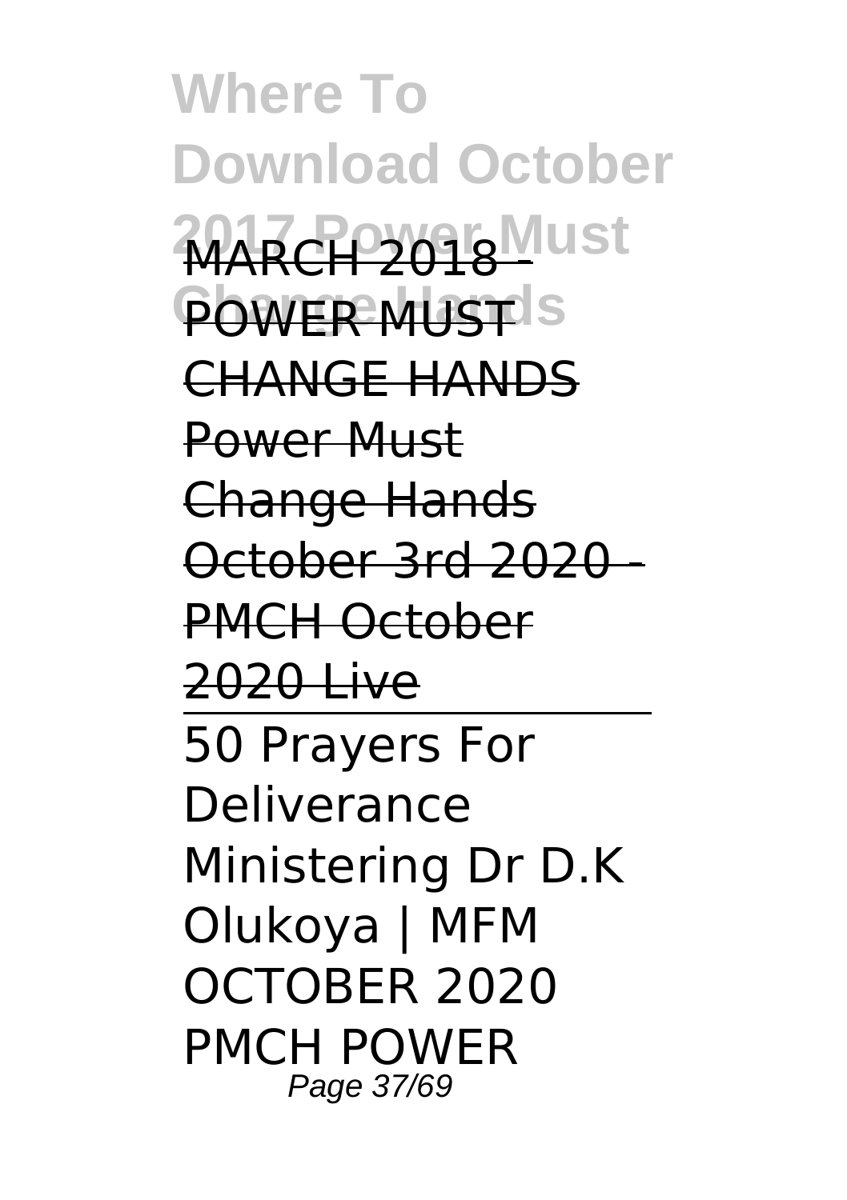MARCH 2018 - POWER MUST CHANGE HANDS Power Must Change Hands October 3rd 2020 - PMCH October 2020 Live

50 Prayers For Deliverance Ministering Dr D.K Olukoya | MFM OCTOBER 2020 PMCH POWER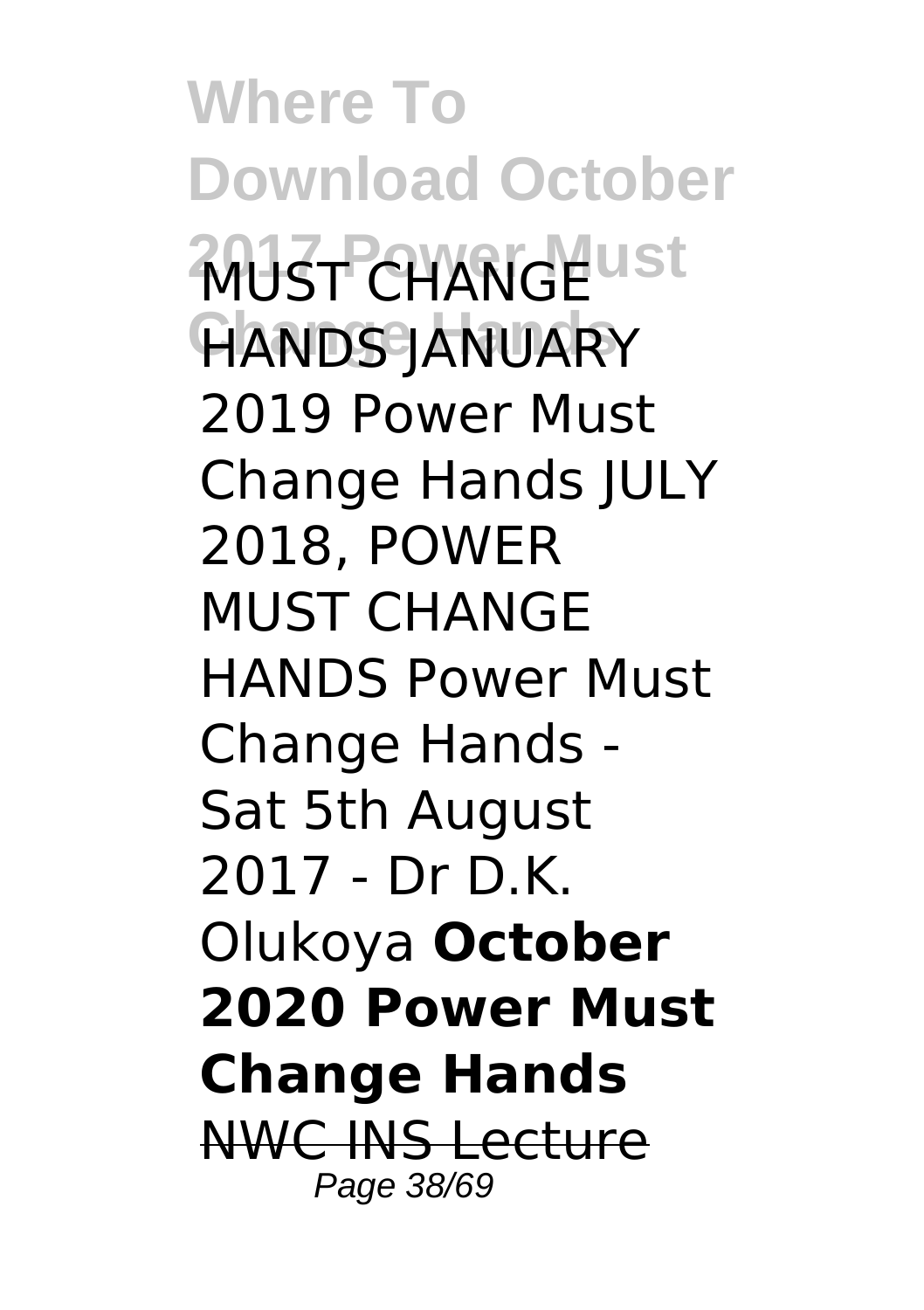MUST CHANGE HANDS JANUARY 2019 Power Must Change Hands JULY 2018, POWER MUST CHANGE HANDS Power Must Change Hands - Sat 5th August 2017 - Dr D.K. Olukoya **October 2020 Power Must Change Hands** ~~NWC INS Lecture~~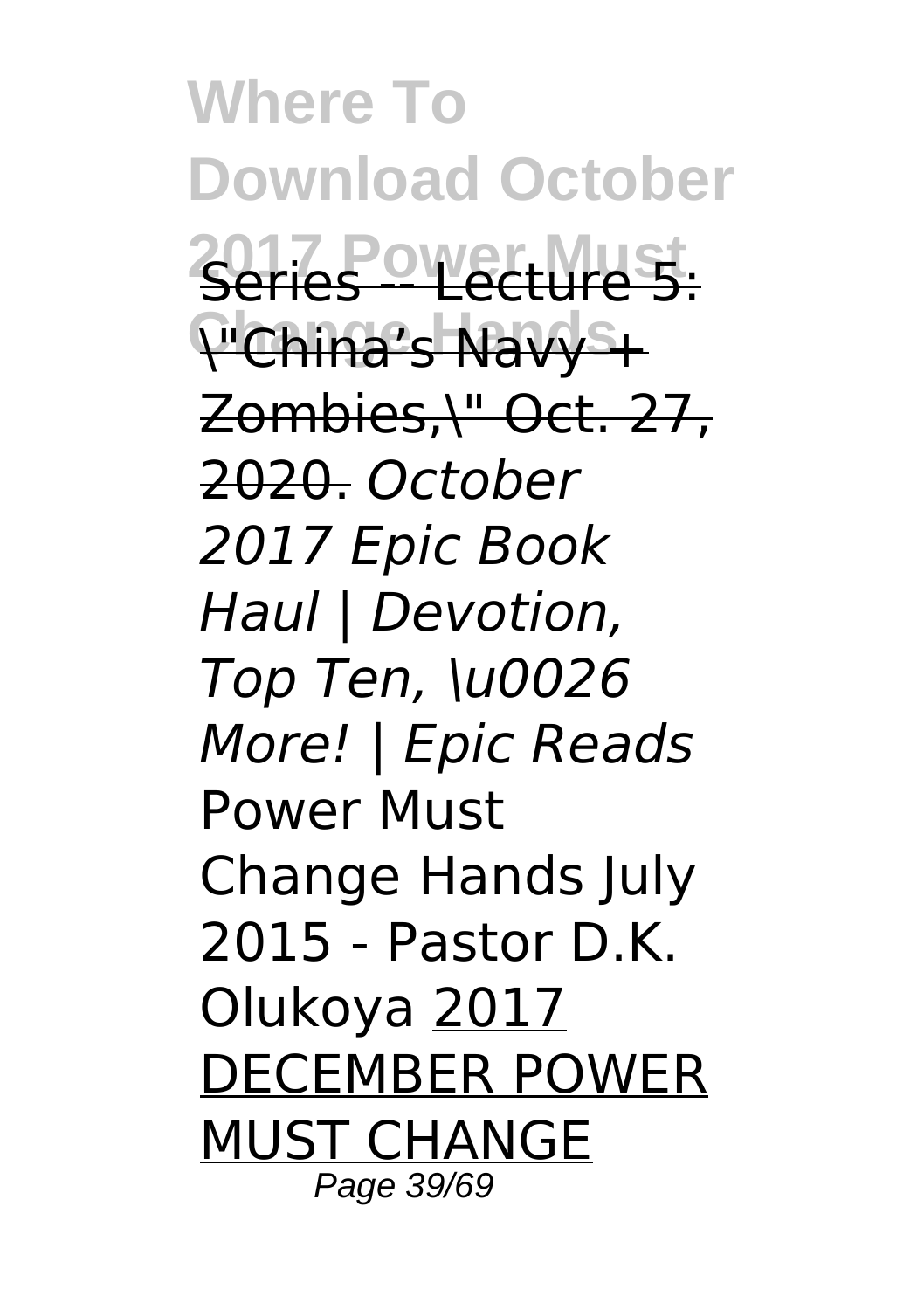Series -- Lecture 5: \"China's Navy + Zombies,\" Oct. 27, 2020. *October 2017 Epic Book Haul | Devotion, Top Ten, \u0026 More! | Epic Reads* Power Must Change Hands July 2015 - Pastor D.K. Olukoya 2017 DECEMBER POWER MUST CHANGE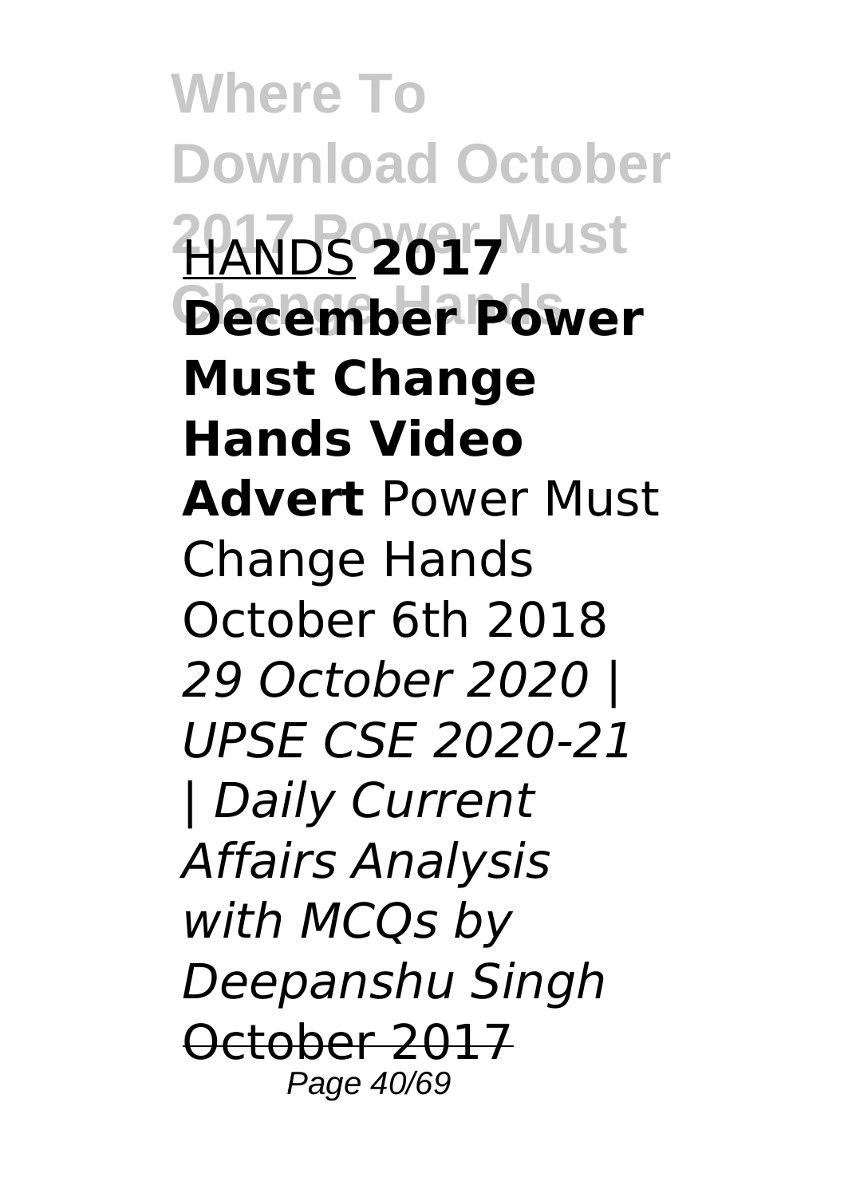HANDS **2017 December Power Must Change Hands Video Advert** Power Must Change Hands October 6th 2018 *29 October 2020 | UPSE CSE 2020-21 | Daily Current Affairs Analysis with MCQs by Deepanshu Singh* ~~October 2017~~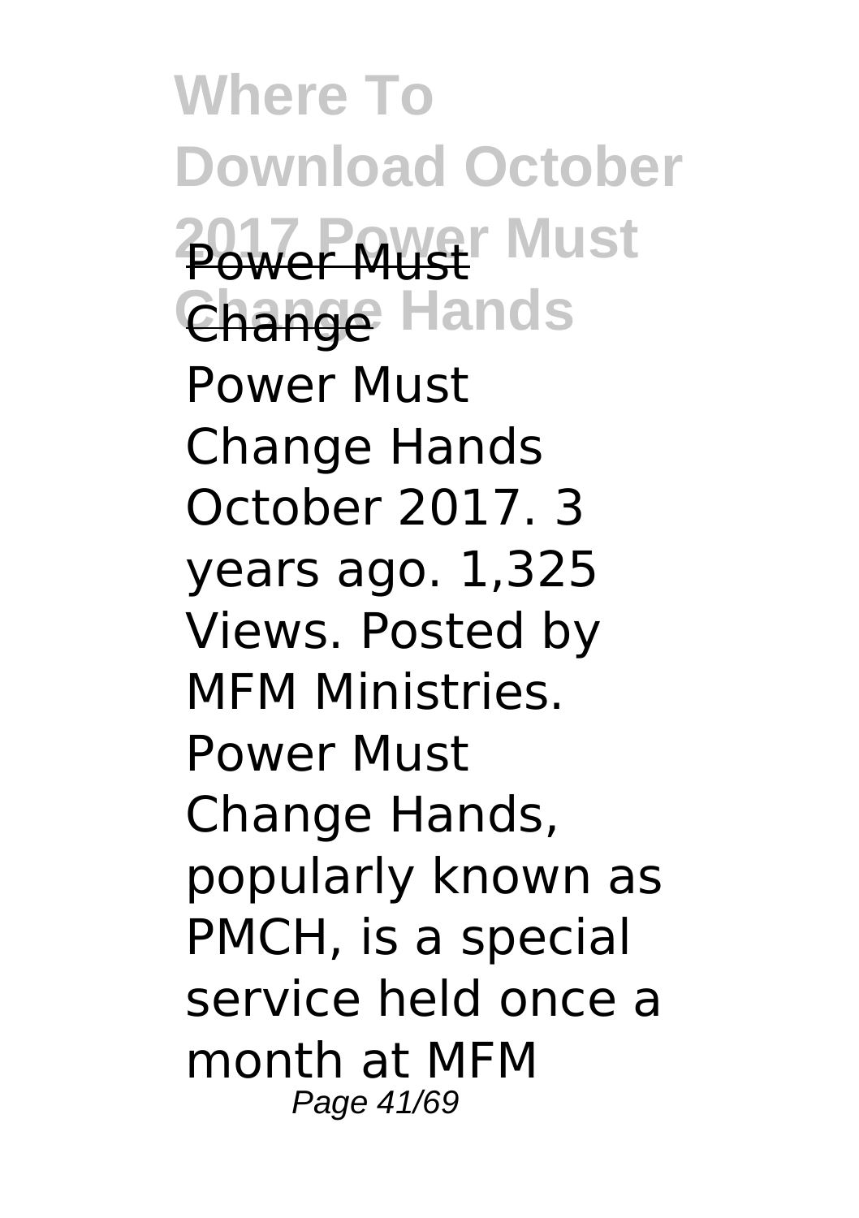Power Must Change

Power Must Change Hands October 2017. 3 years ago. 1,325 Views. Posted by MFM Ministries. Power Must Change Hands, popularly known as PMCH, is a special service held once a month at MFM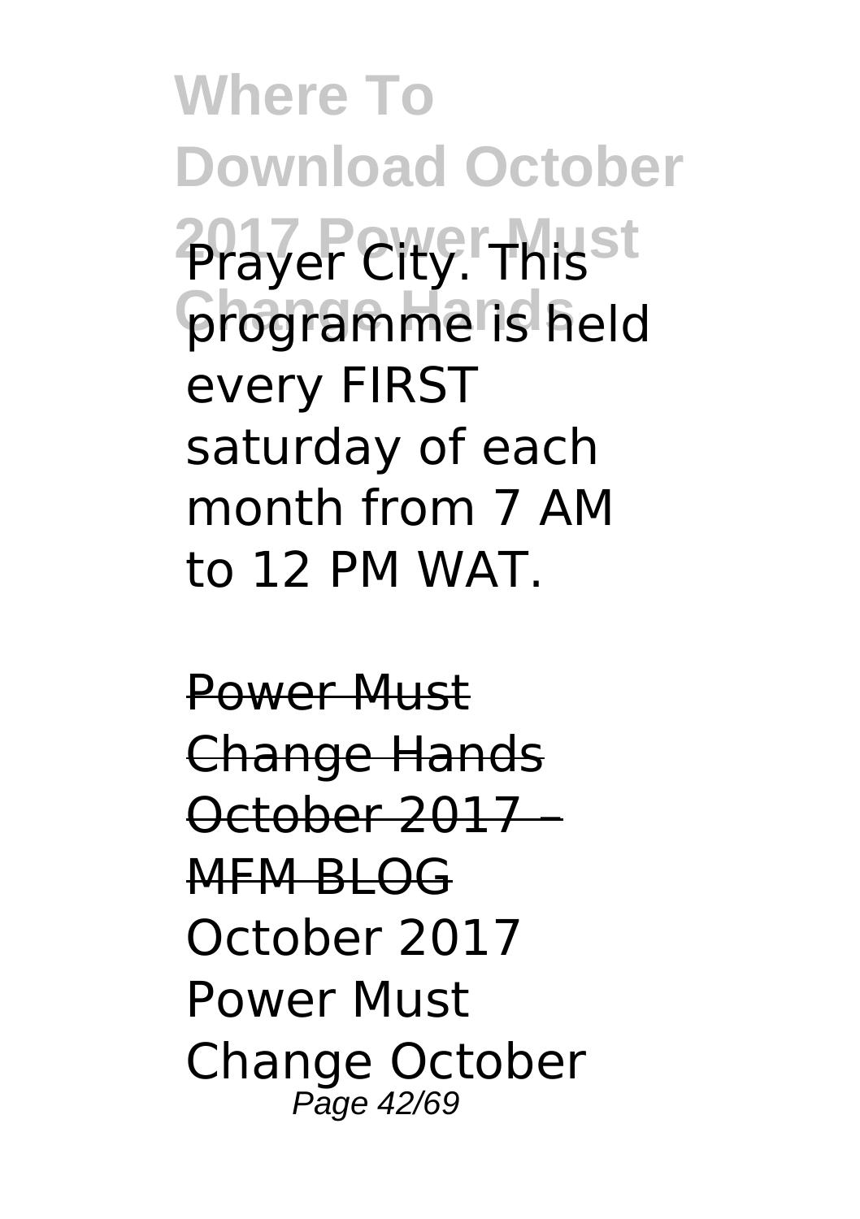Prayer City. This programme is held every FIRST saturday of each month from 7 AM to 12 PM WAT.

Power Must Change Hands October 2017 – MFM BLOG

October 2017 Power Must Change October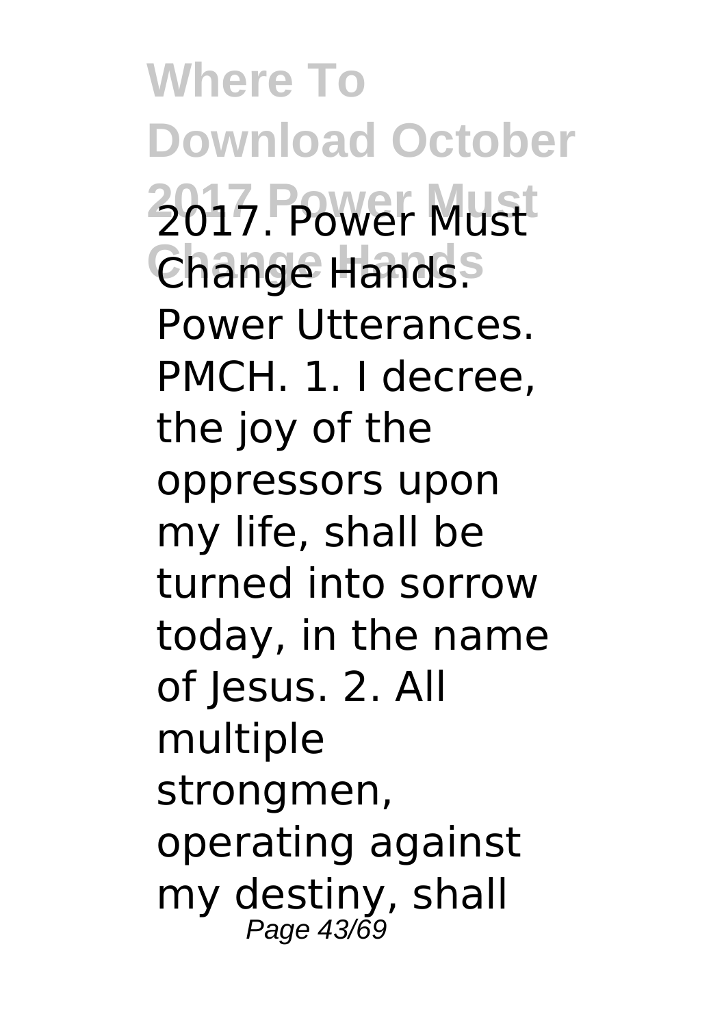2017. Power Must Change Hands. Power Utterances. PMCH. 1. I decree, the joy of the oppressors upon my life, shall be turned into sorrow today, in the name of Jesus. 2. All multiple strongmen, operating against my destiny, shall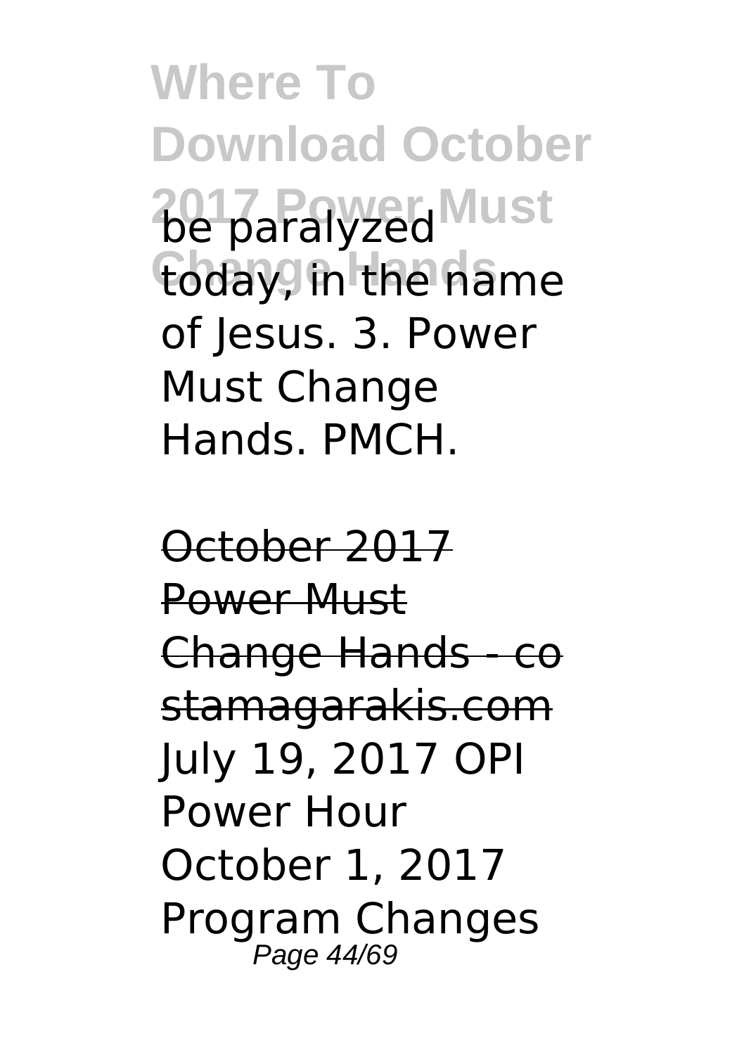be paralyzed today, in the name of Jesus. 3. Power Must Change Hands. PMCH.

October 2017 Power Must Change Hands - costamagarakis.com

July 19, 2017 OPI Power Hour October 1, 2017 Program Changes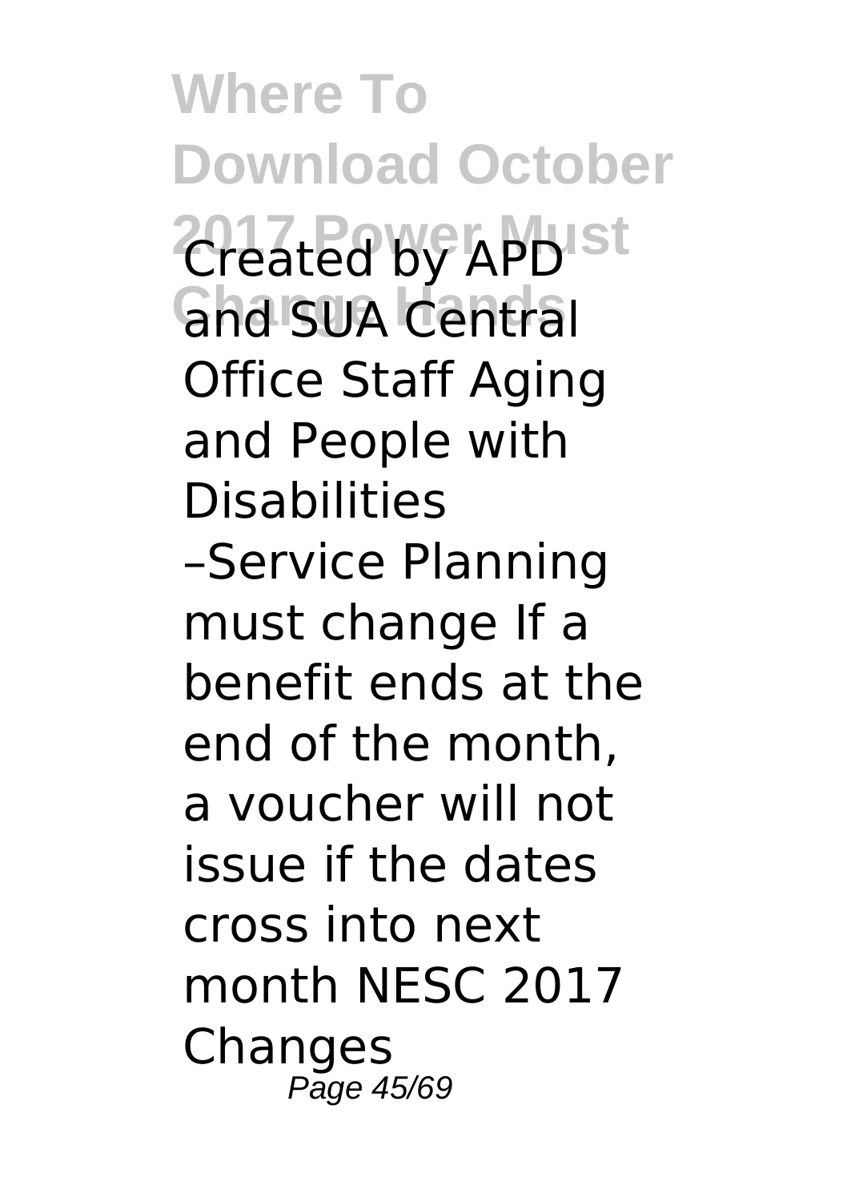Created by APD and SUA Central Office Staff Aging and People with Disabilities –Service Planning must change If a benefit ends at the end of the month, a voucher will not issue if the dates cross into next month NESC 2017 Changes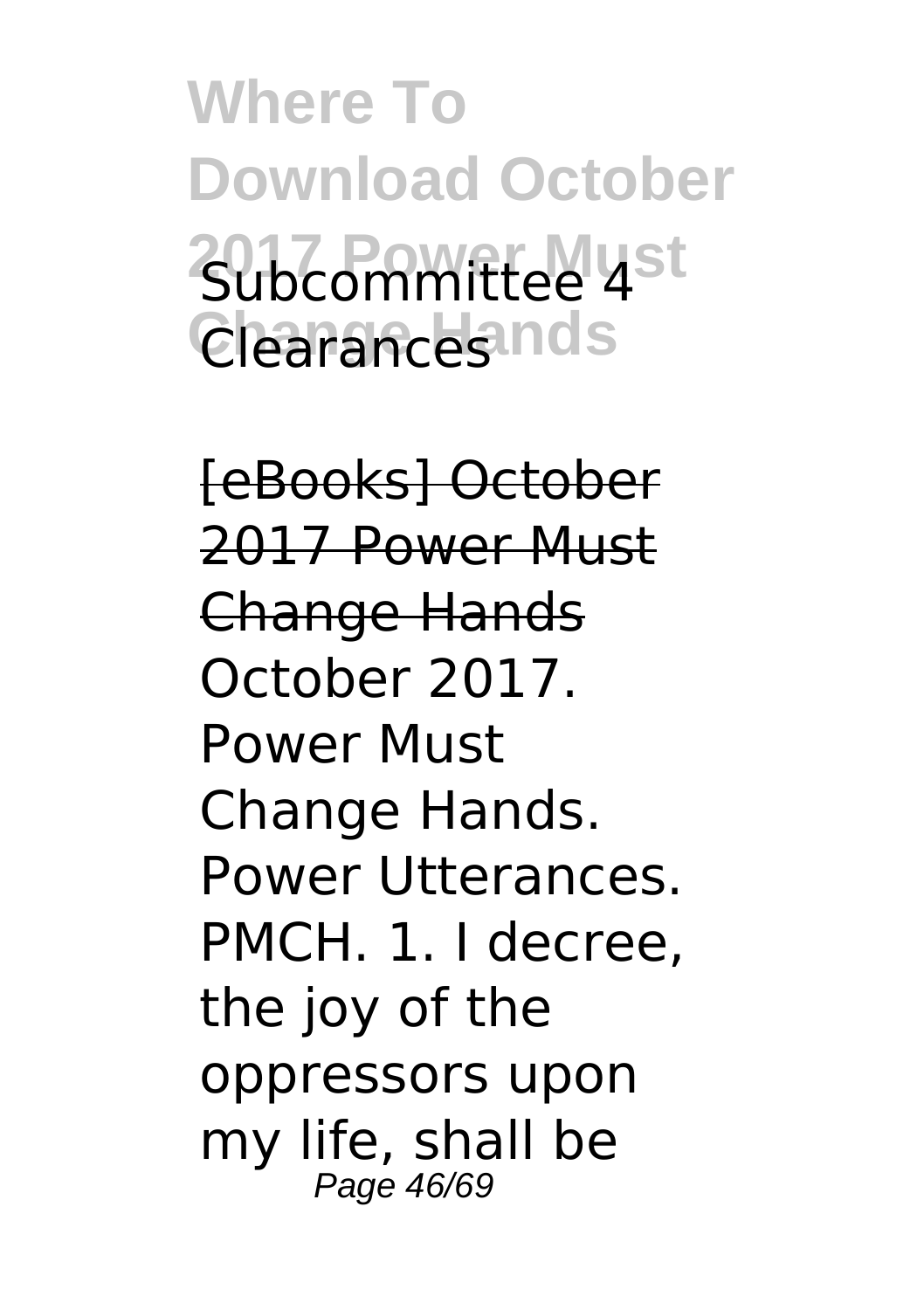# Where To Download October 2017 Power Must Change Hands

Subcommittee 4 Clearances

[eBooks] October 2017 Power Must Change Hands

October 2017. Power Must Change Hands. Power Utterances. PMCH. 1. I decree, the joy of the oppressors upon my life, shall be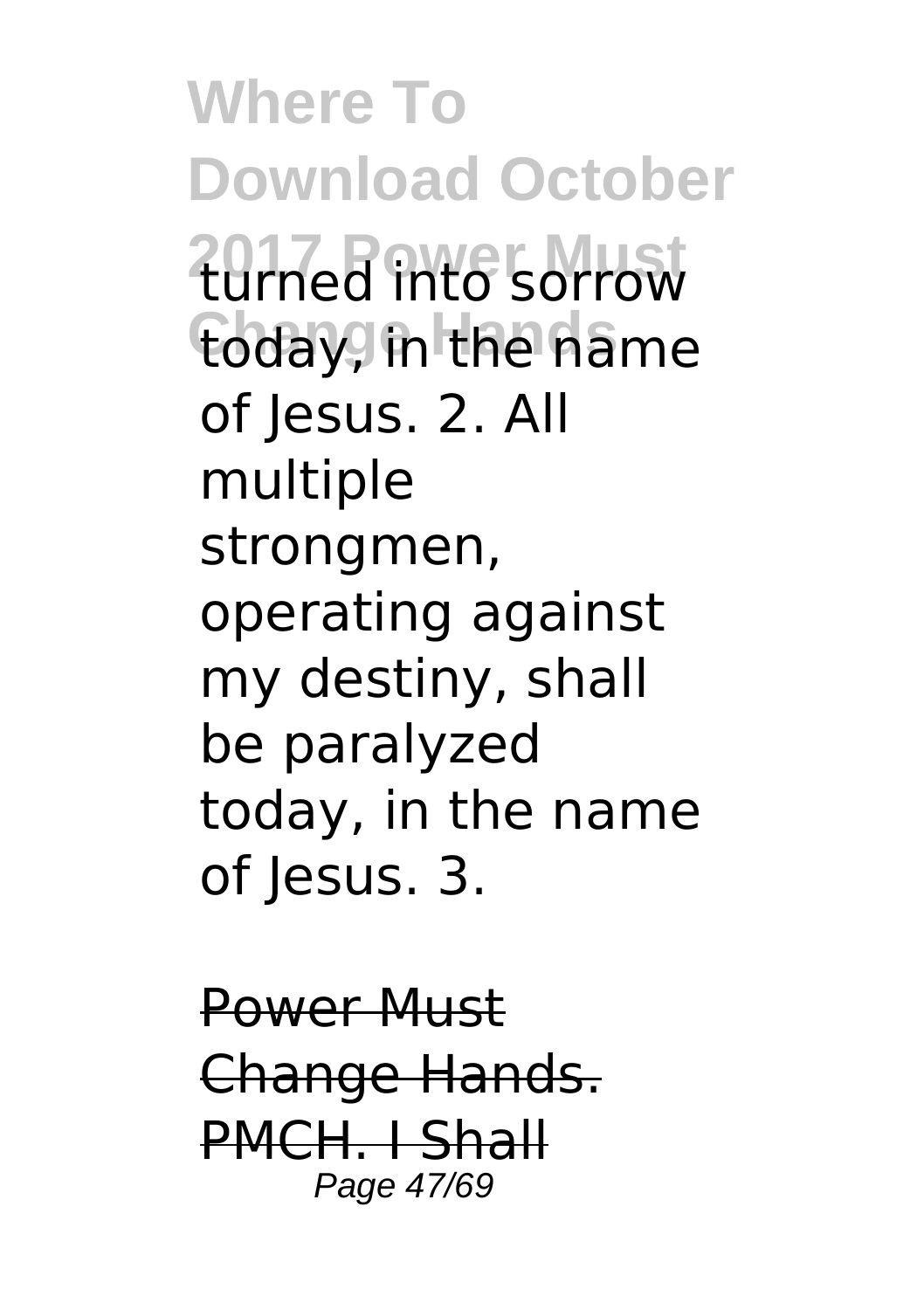turned into sorrow today, in the name of Jesus. 2. All multiple strongmen, operating against my destiny, shall be paralyzed today, in the name of Jesus. 3.

Power Must Change Hands. PMCH. I Shall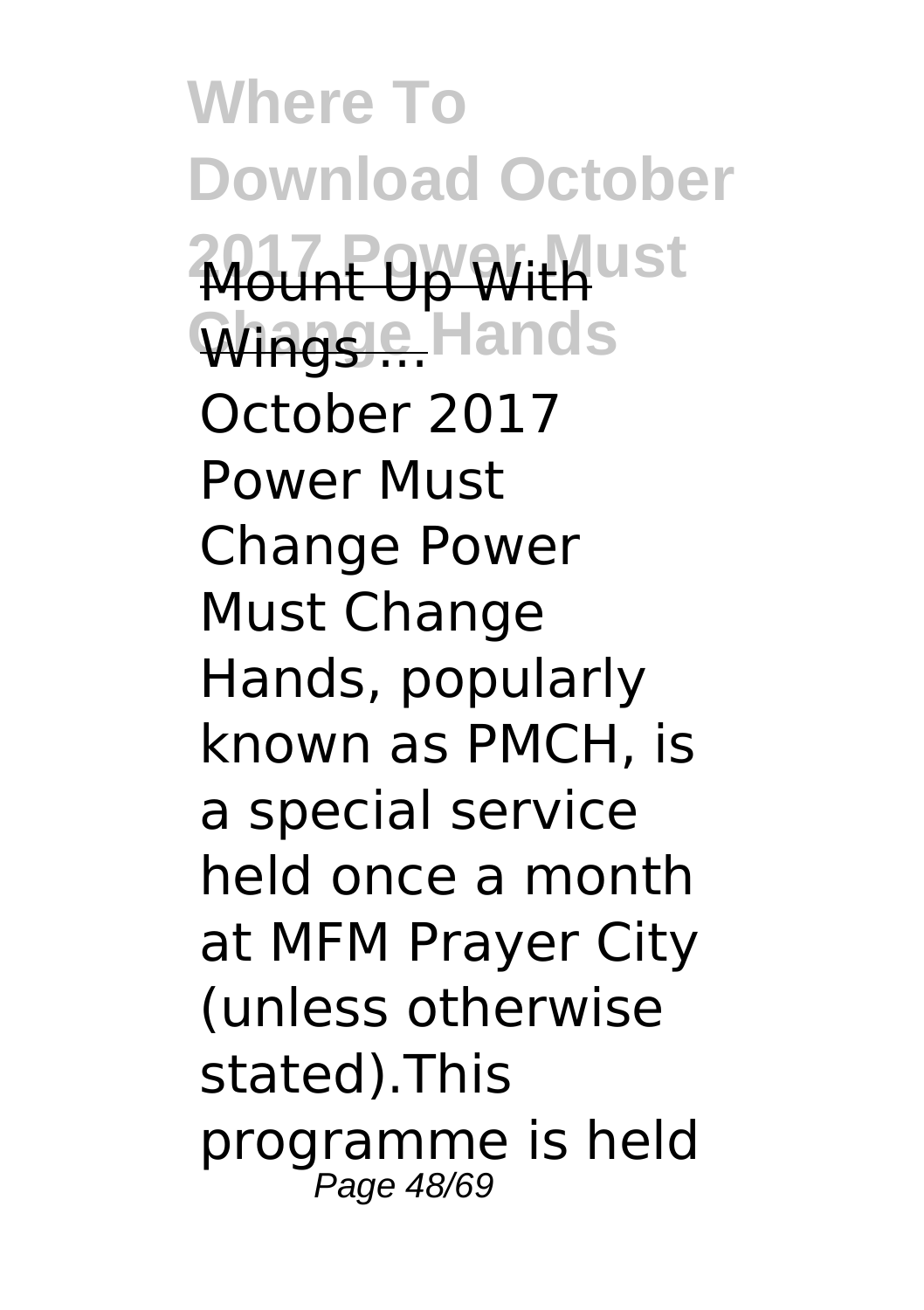Mount Up With Wings ...

October 2017 Power Must Change Power Must Change Hands, popularly known as PMCH, is a special service held once a month at MFM Prayer City (unless otherwise stated).This programme is held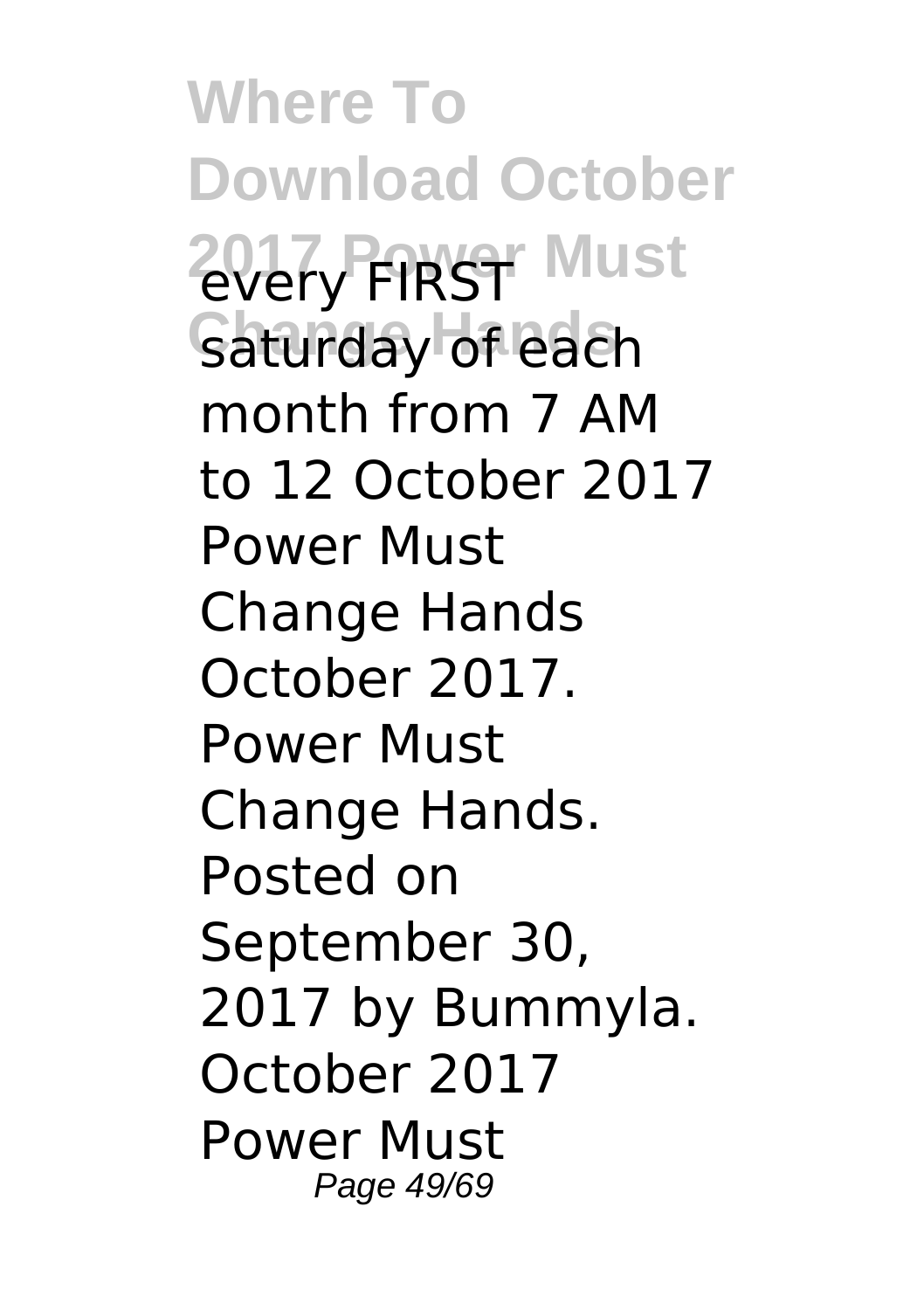every FIRST saturday of each month from 7 AM to 12 October 2017 Power Must Change Hands October 2017. Power Must Change Hands. Posted on September 30, 2017 by Bummyla. October 2017 Power Must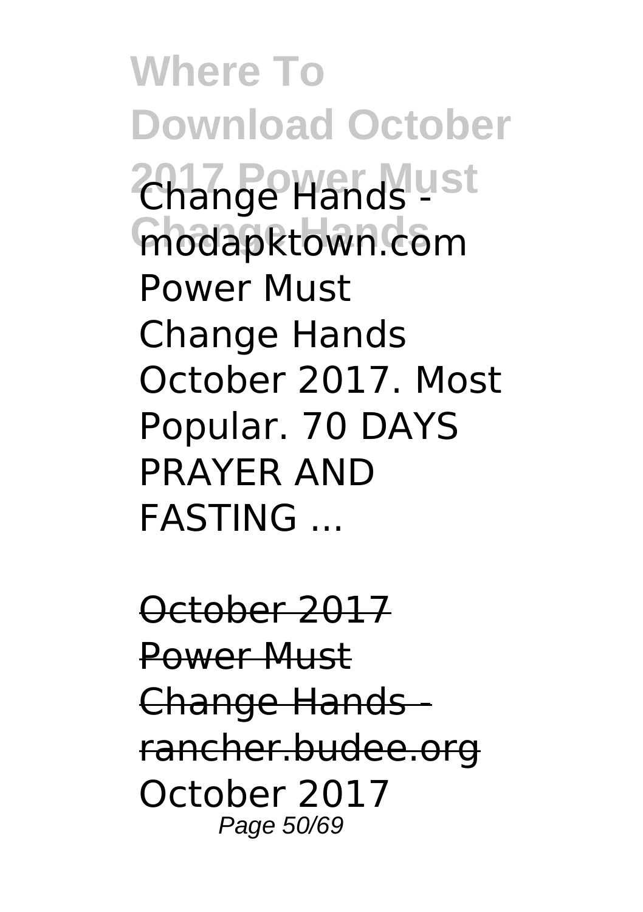Change Hands - modapktown.com

Power Must Change Hands October 2017. Most Popular. 70 DAYS PRAYER AND FASTING ...

October 2017 Power Must Change Hands - rancher.budee.org

October 2017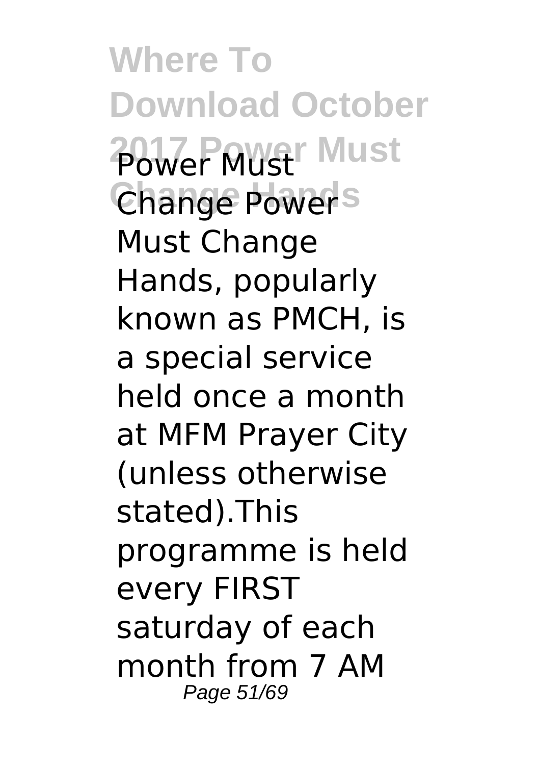Power Must Change Power Must Change Hands, popularly known as PMCH, is a special service held once a month at MFM Prayer City (unless otherwise stated).This programme is held every FIRST saturday of each month from 7 AM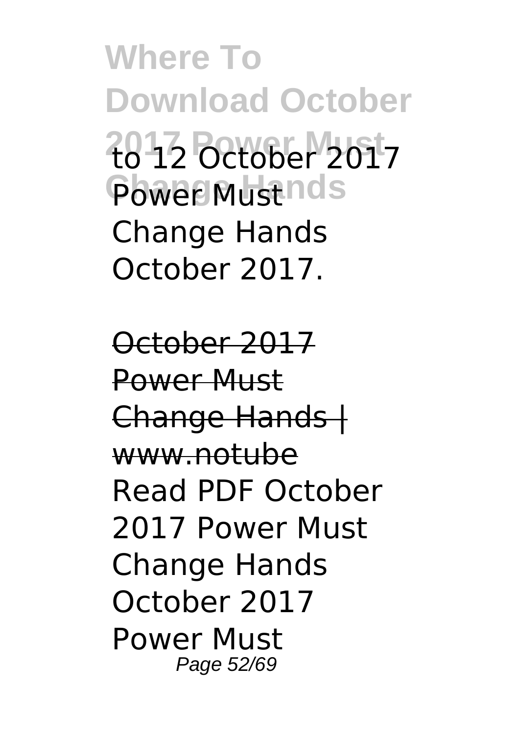to 12 October 2017 Power Must Change Hands October 2017.

October 2017 Power Must Change Hands | www.notube

Read PDF October 2017 Power Must Change Hands October 2017 Power Must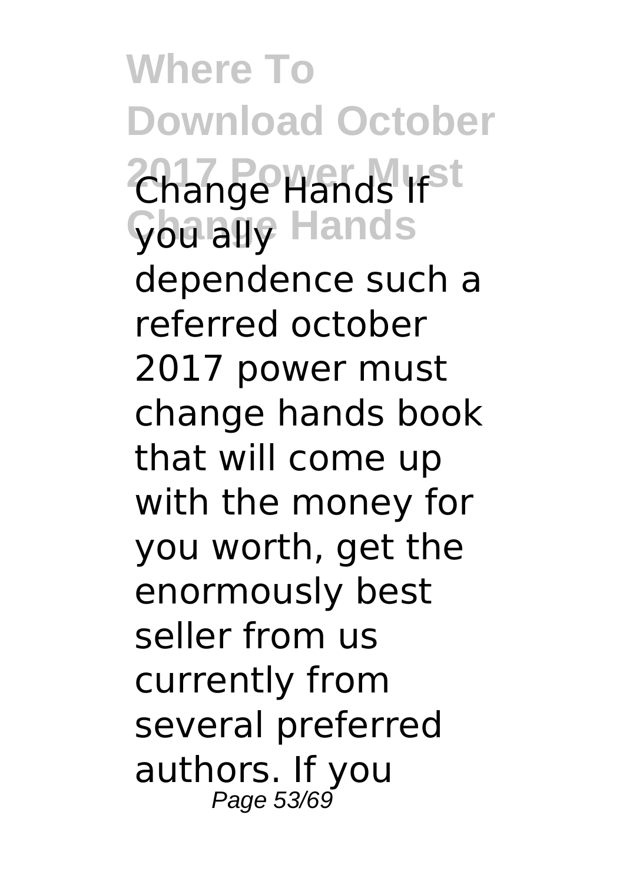**Where To Download October 2017 Power Must Change Hands**

Change Hands If you ally dependence such a referred october 2017 power must change hands book that will come up with the money for you worth, get the enormously best seller from us currently from several preferred authors. If you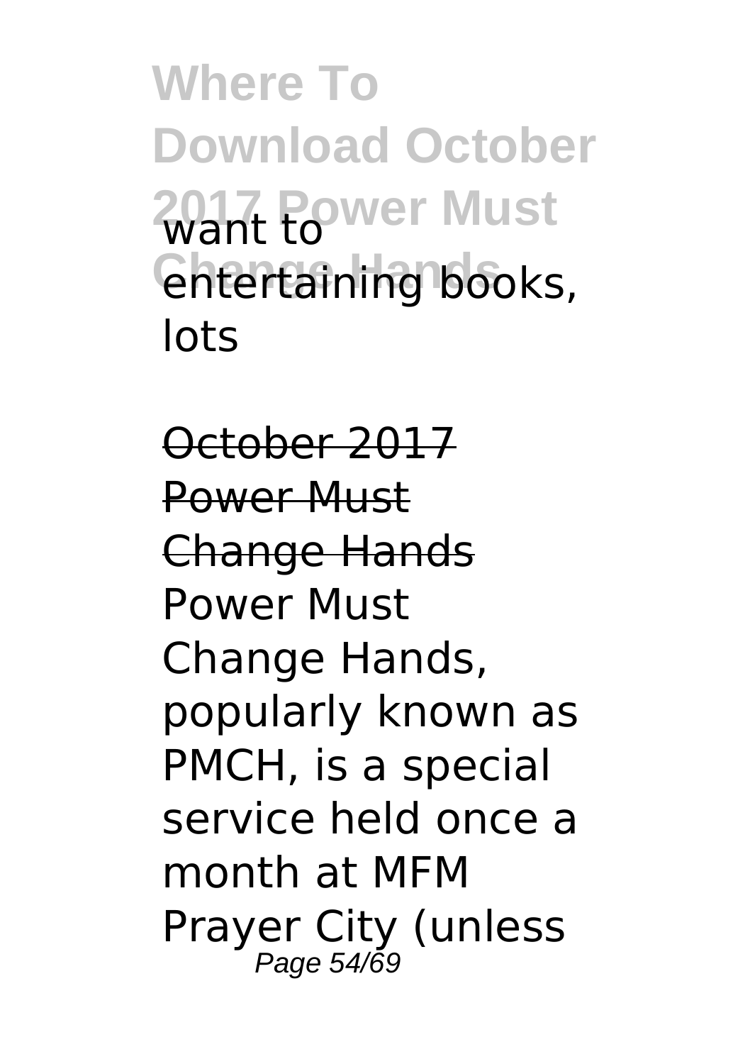want to entertaining books, lots

October 2017 Power Must Change Hands

Power Must Change Hands, popularly known as PMCH, is a special service held once a month at MFM Prayer City (unless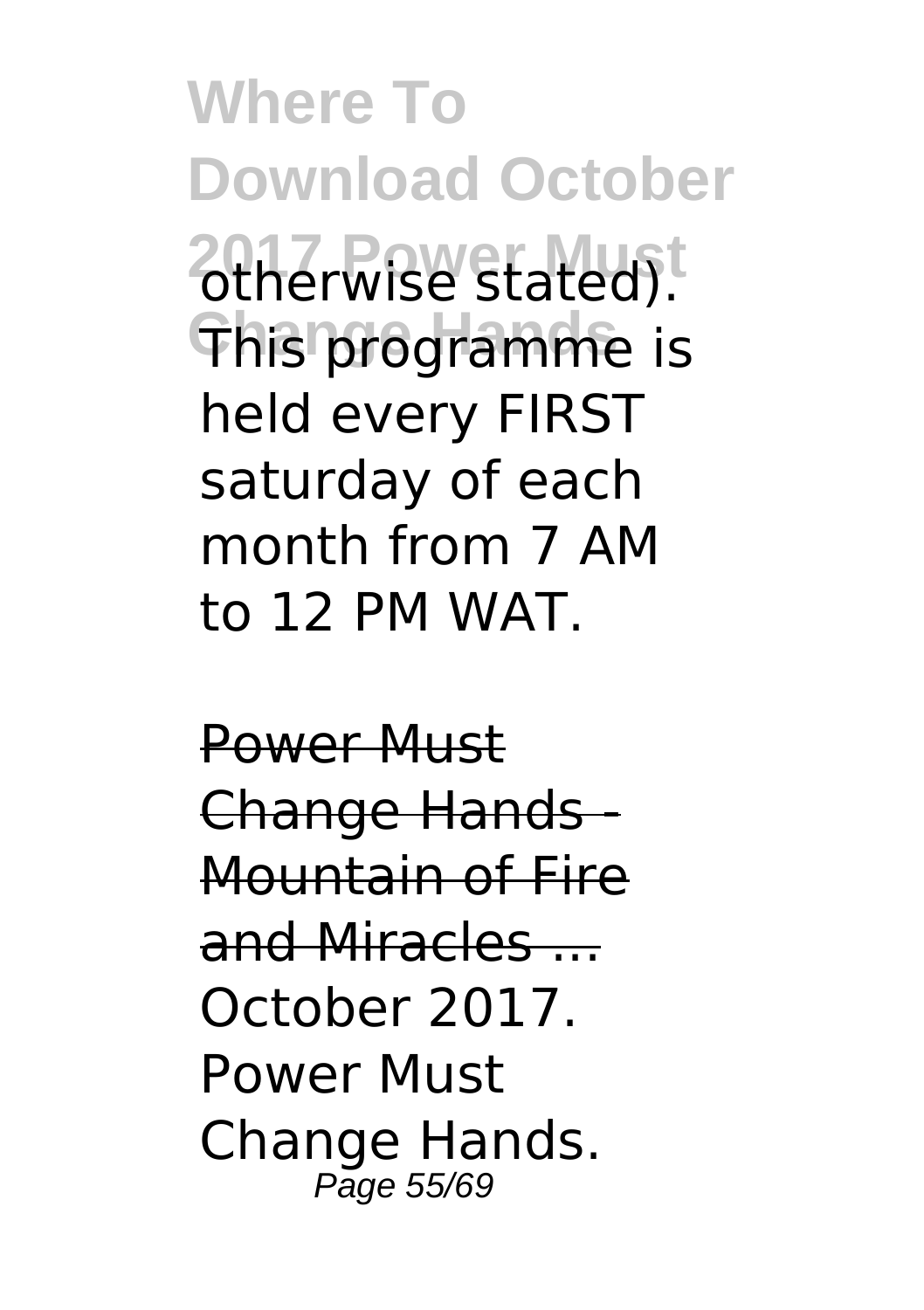otherwise stated). This programme is held every FIRST saturday of each month from 7 AM to 12 PM WAT.

Power Must Change Hands - Mountain of Fire and Miracles ...

October 2017. Power Must Change Hands.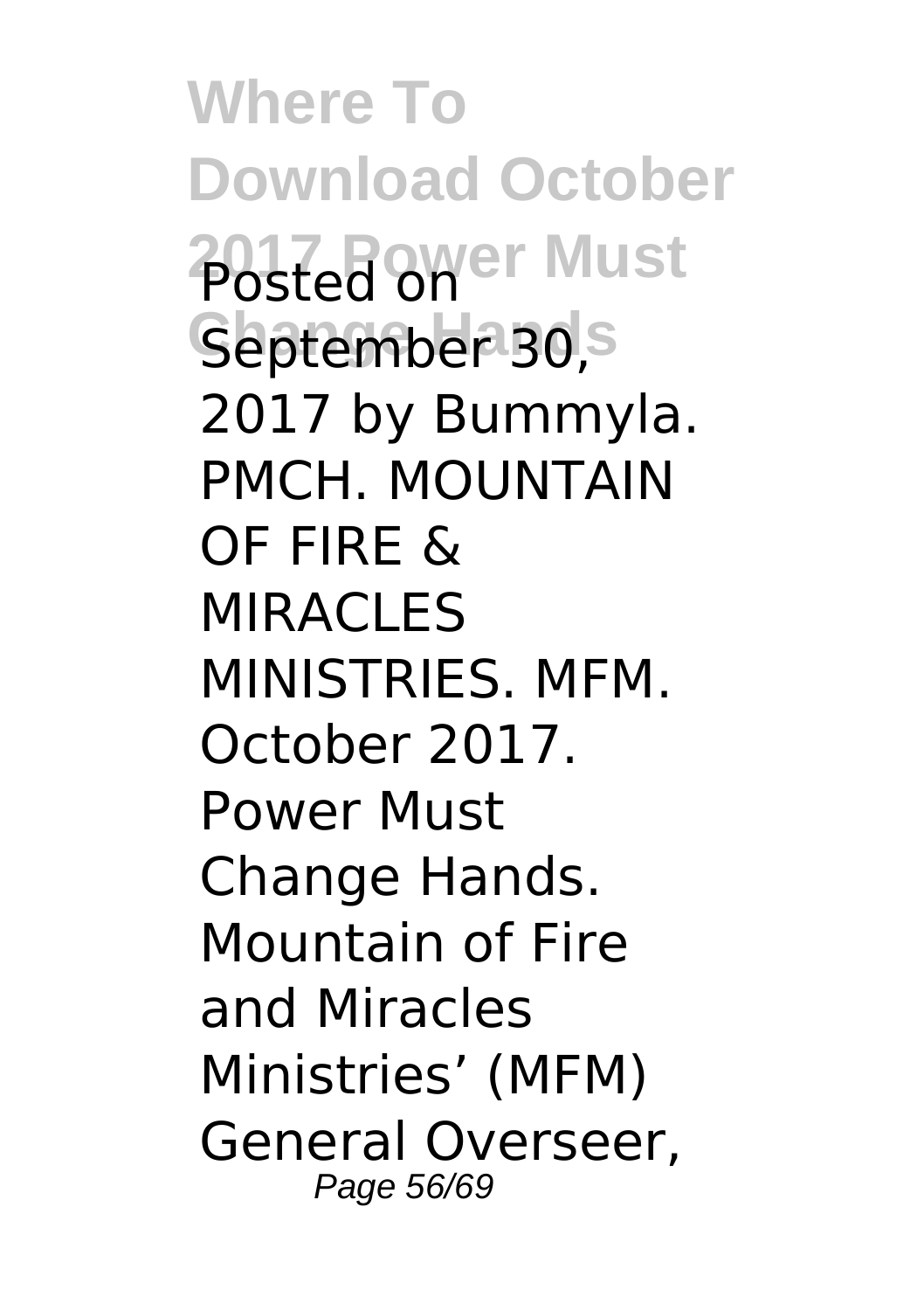Posted on September 30, 2017 by Bummyla. PMCH. MOUNTAIN OF FIRE & MIRACLES MINISTRIES. MFM. October 2017. Power Must Change Hands. Mountain of Fire and Miracles Ministries' (MFM) General Overseer,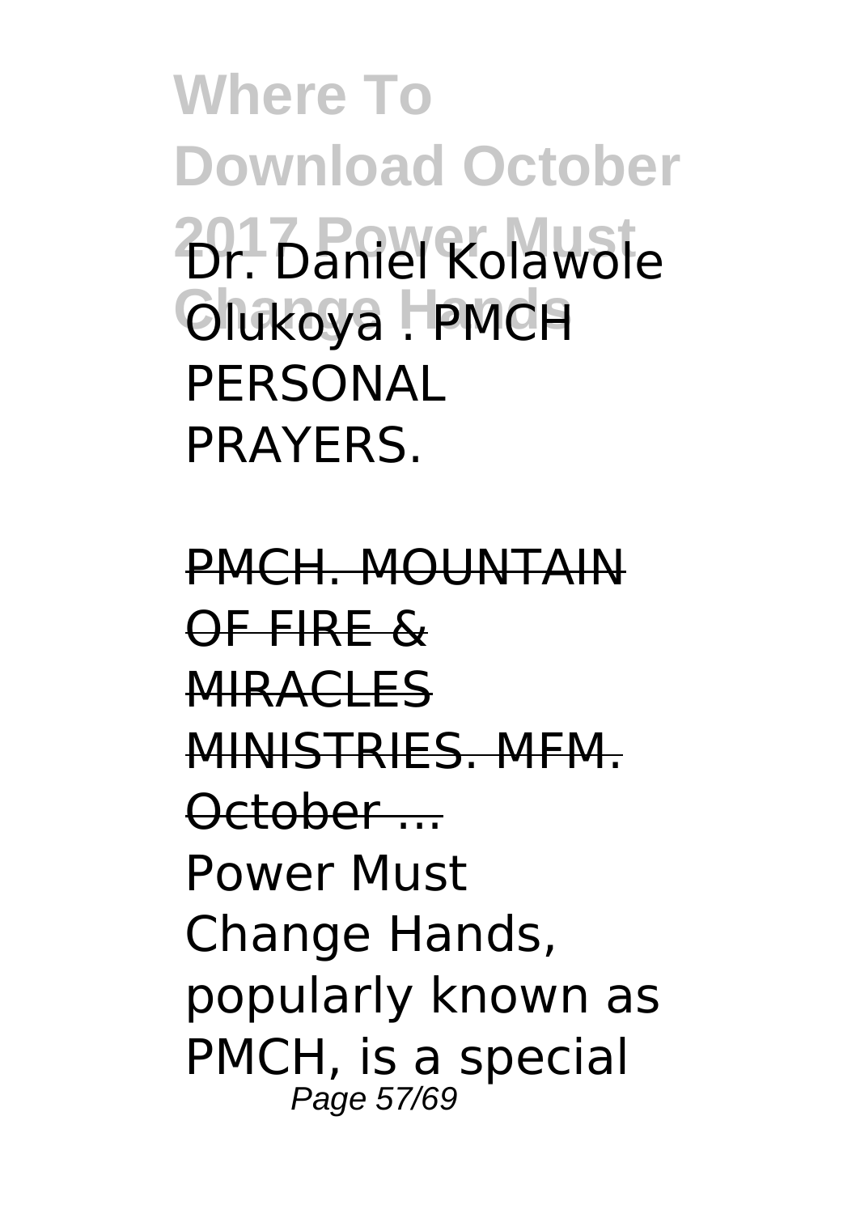Dr. Daniel Kolawole Olukoya . PMCH PERSONAL PRAYERS.

~~PMCH. MOUNTAIN OF FIRE & MIRACLES MINISTRIES. MFM. October ...~~

Power Must Change Hands, popularly known as PMCH, is a special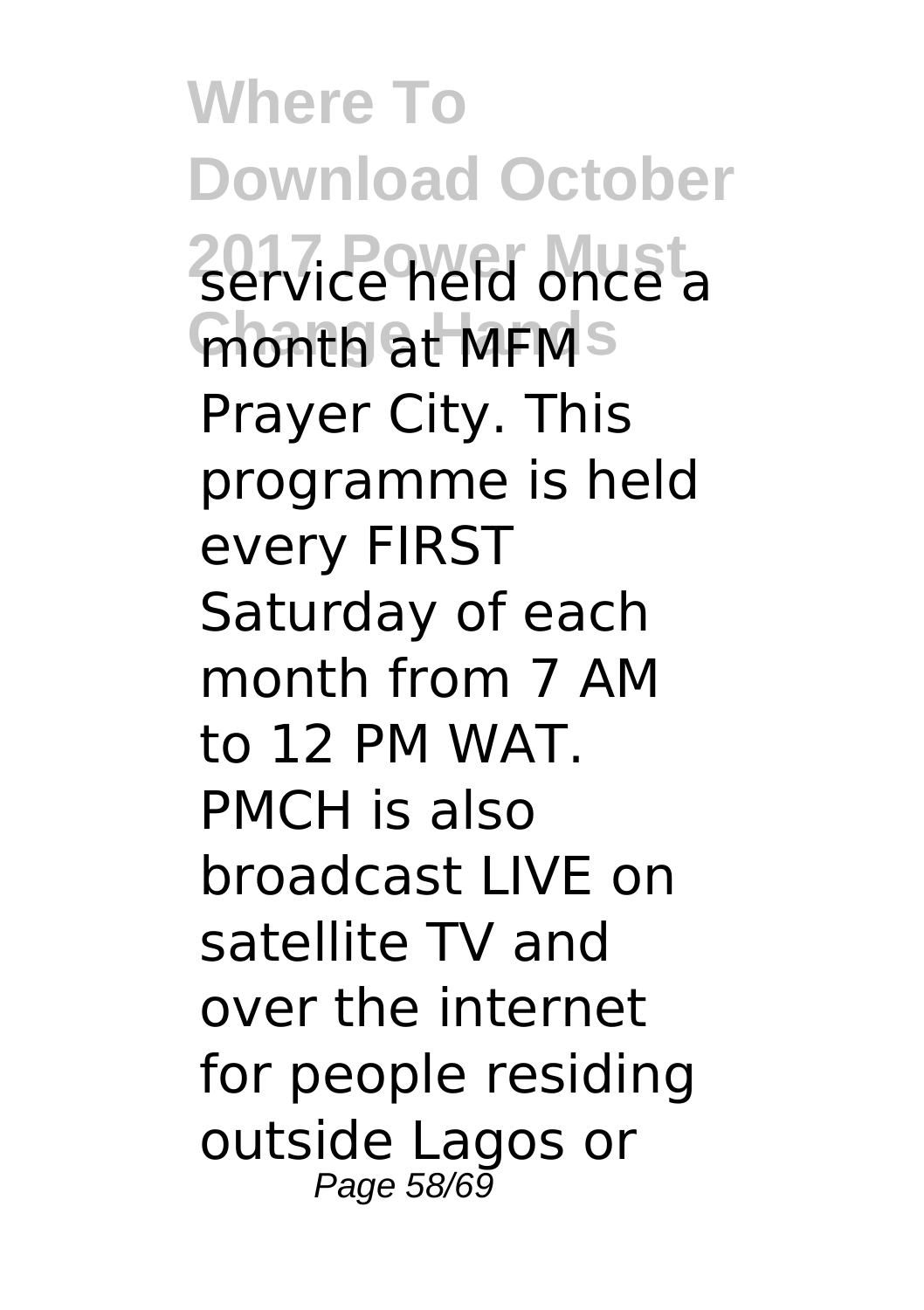service held once a month at MFM Prayer City. This programme is held every FIRST Saturday of each month from 7 AM to 12 PM WAT. PMCH is also broadcast LIVE on satellite TV and over the internet for people residing outside Lagos or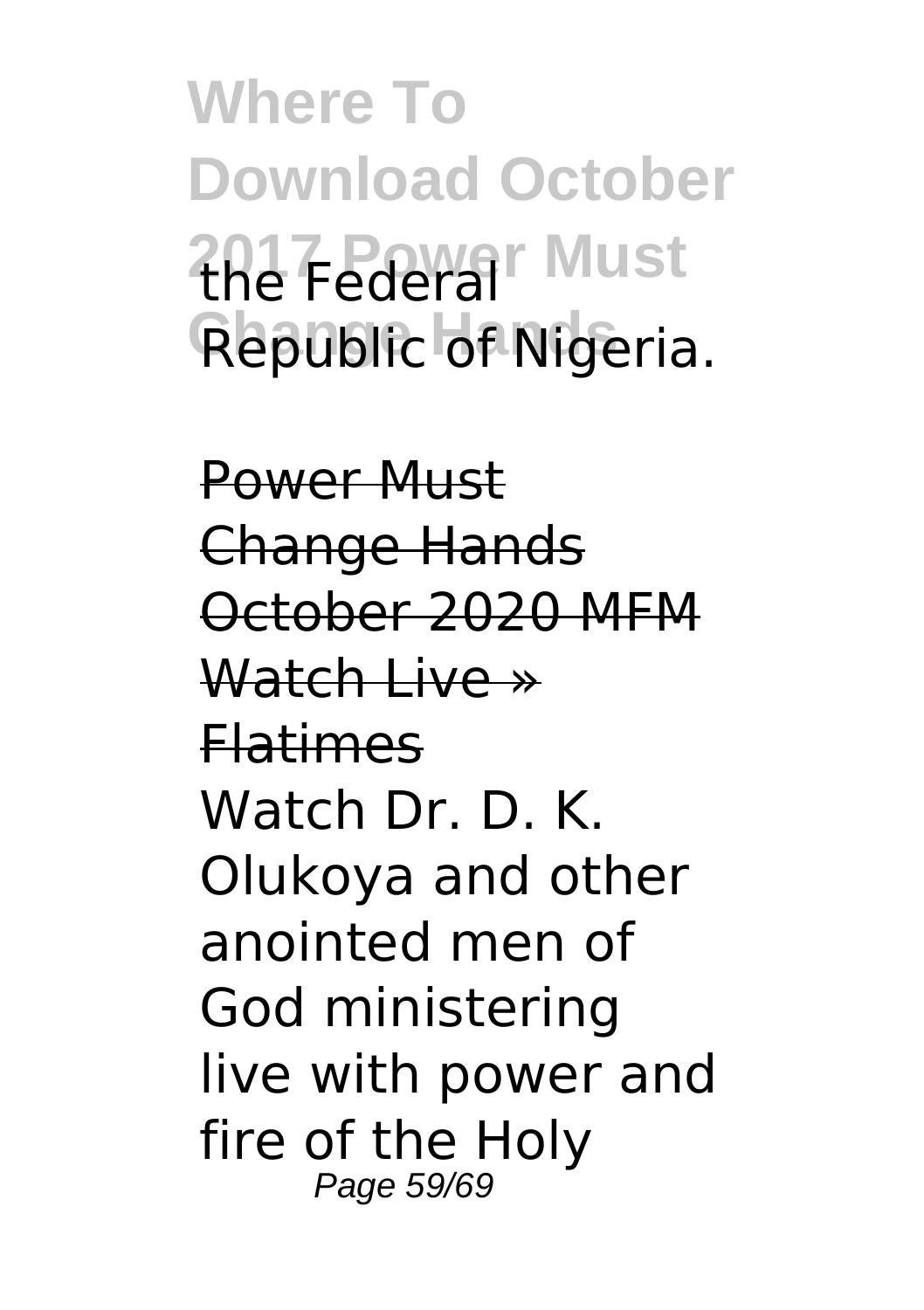the Federal Republic of Nigeria.

~~Power Must Change Hands October 2020 MFM Watch Live » Flatimes~~

Watch Dr. D. K. Olukoya and other anointed men of God ministering live with power and fire of the Holy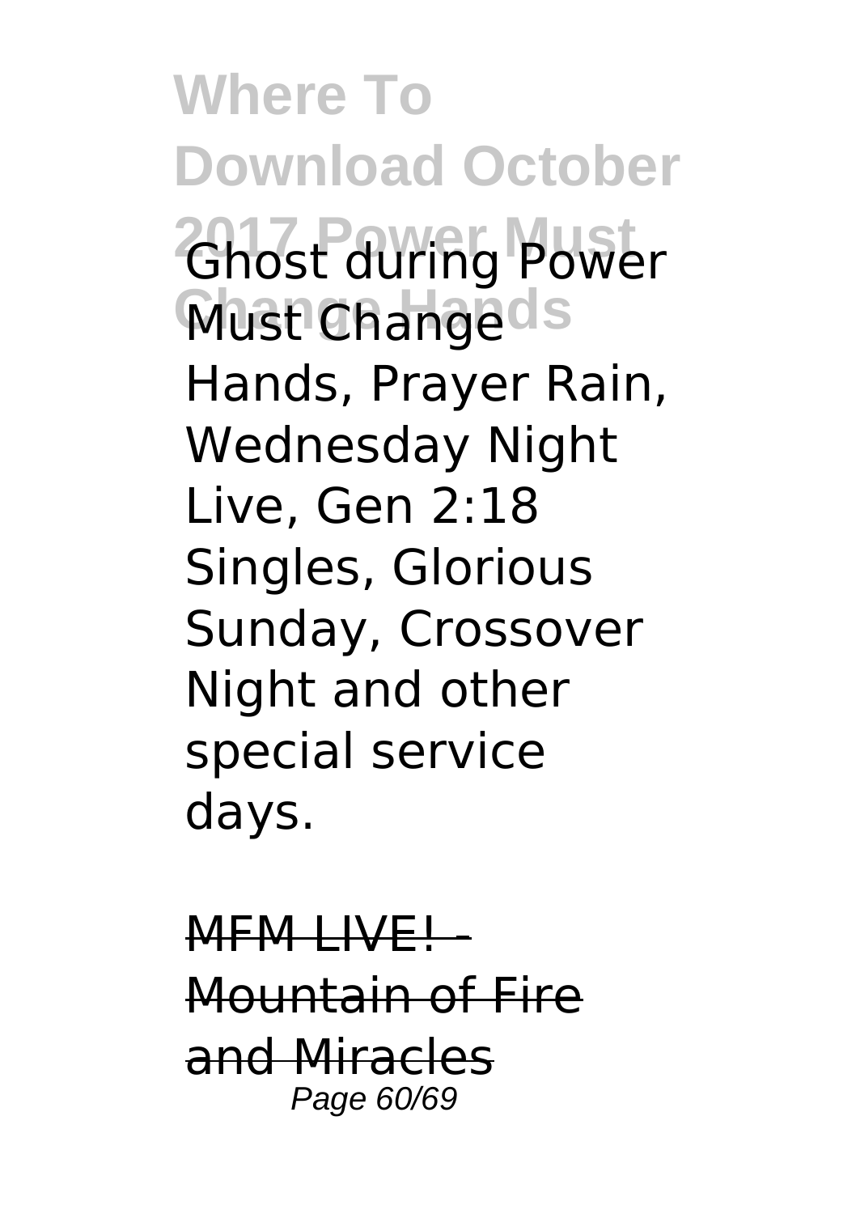Ghost during Power Must Change Hands, Prayer Rain, Wednesday Night Live, Gen 2:18 Singles, Glorious Sunday, Crossover Night and other special service days.

MFM LIVE! - Mountain of Fire and Miracles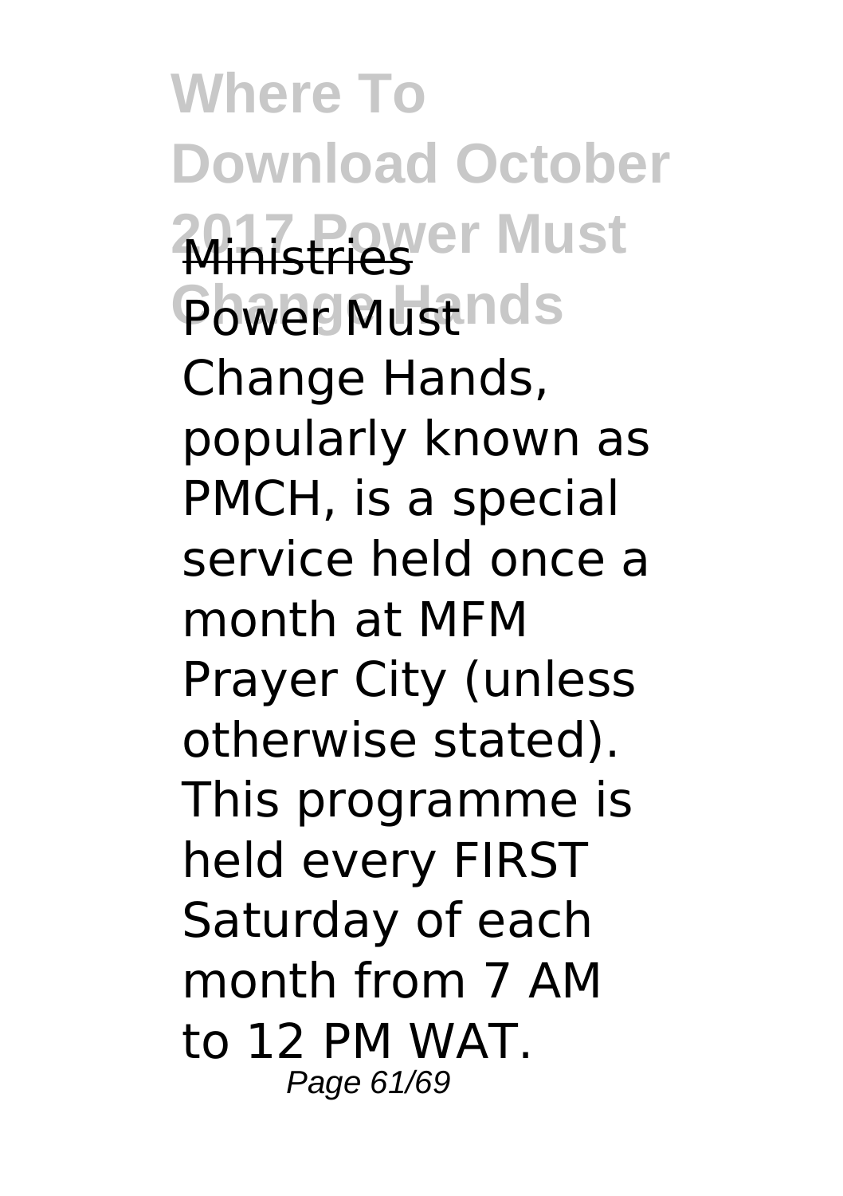Ministries

Power Must Change Hands, popularly known as PMCH, is a special service held once a month at MFM Prayer City (unless otherwise stated). This programme is held every FIRST Saturday of each month from 7 AM to 12 PM WAT.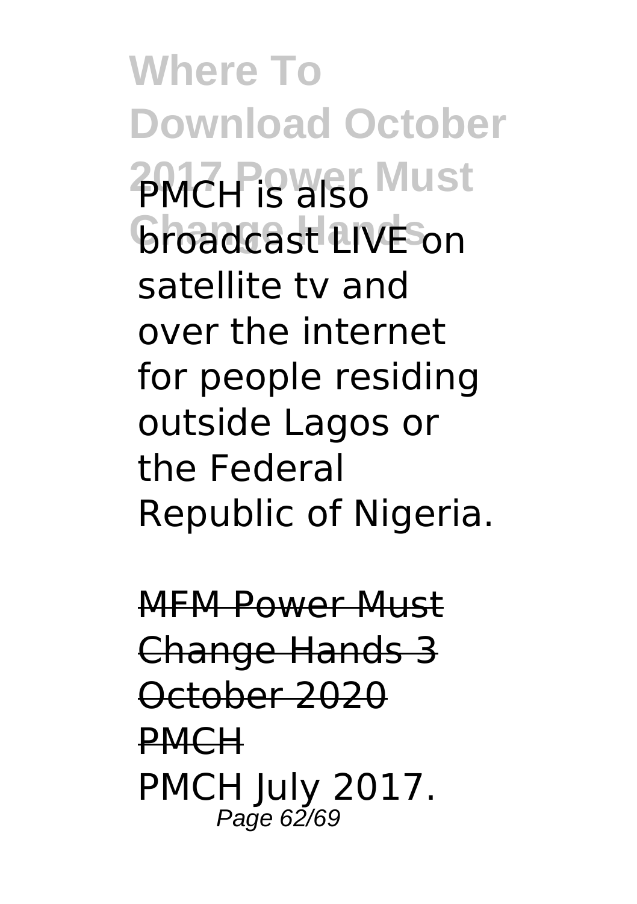PMCH is also broadcast LIVE on satellite tv and over the internet for people residing outside Lagos or the Federal Republic of Nigeria.

MFM Power Must Change Hands 3 October 2020 PMCH

PMCH July 2017.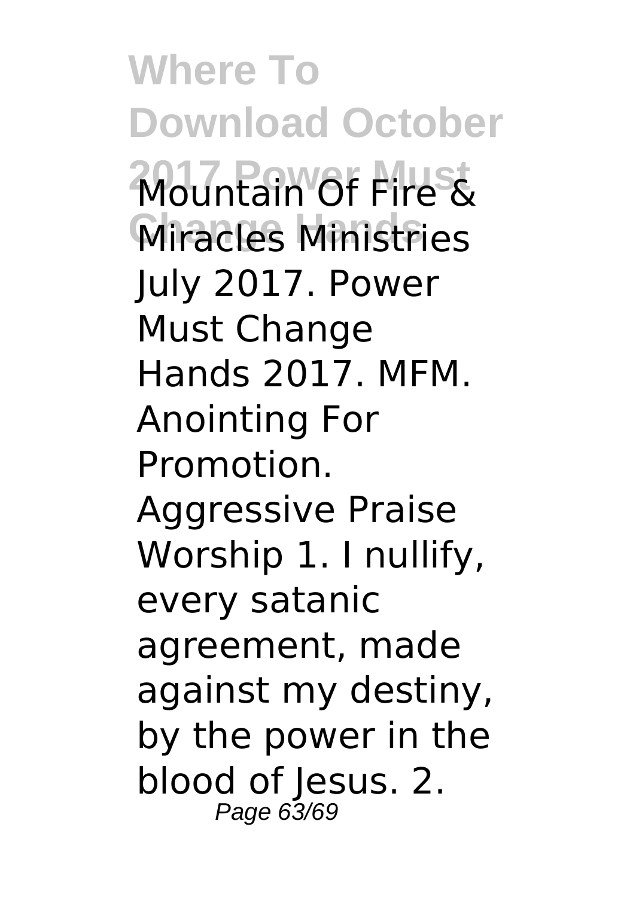Mountain Of Fire & Miracles Ministries July 2017. Power Must Change Hands 2017. MFM. Anointing For Promotion. Aggressive Praise Worship 1. I nullify, every satanic agreement, made against my destiny, by the power in the blood of Jesus. 2.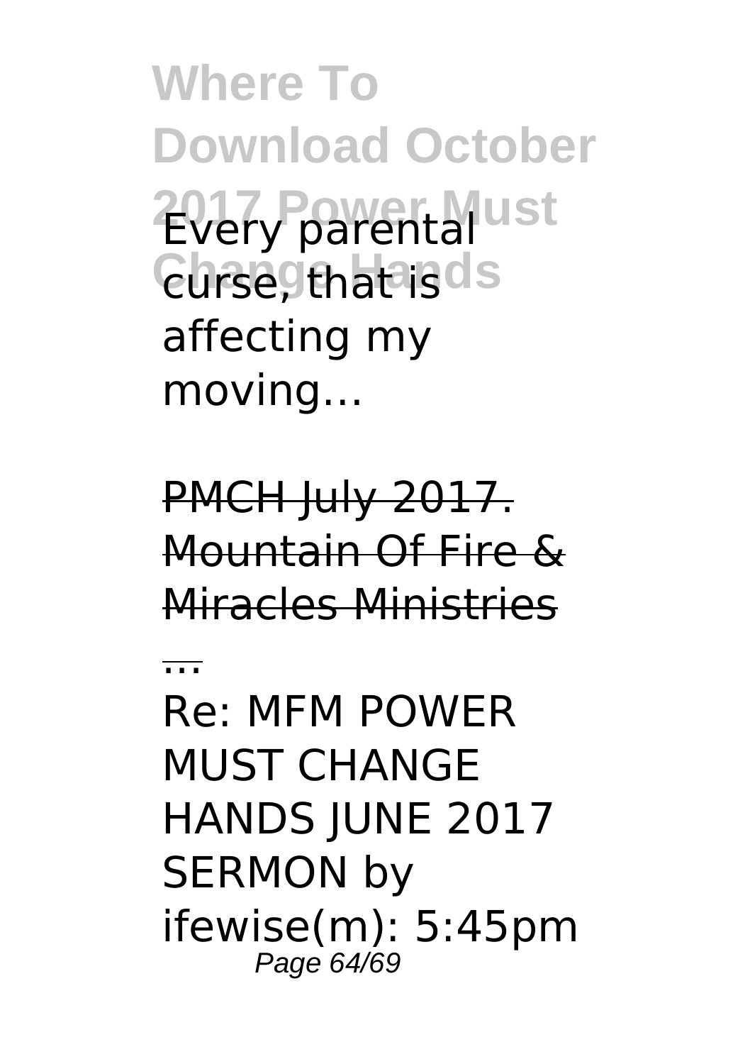Every parental curse, that is affecting my moving…

PMCH July 2017. Mountain Of Fire & Miracles Ministries ...

Re: MFM POWER MUST CHANGE HANDS JUNE 2017 SERMON by ifewise(m): 5:45pm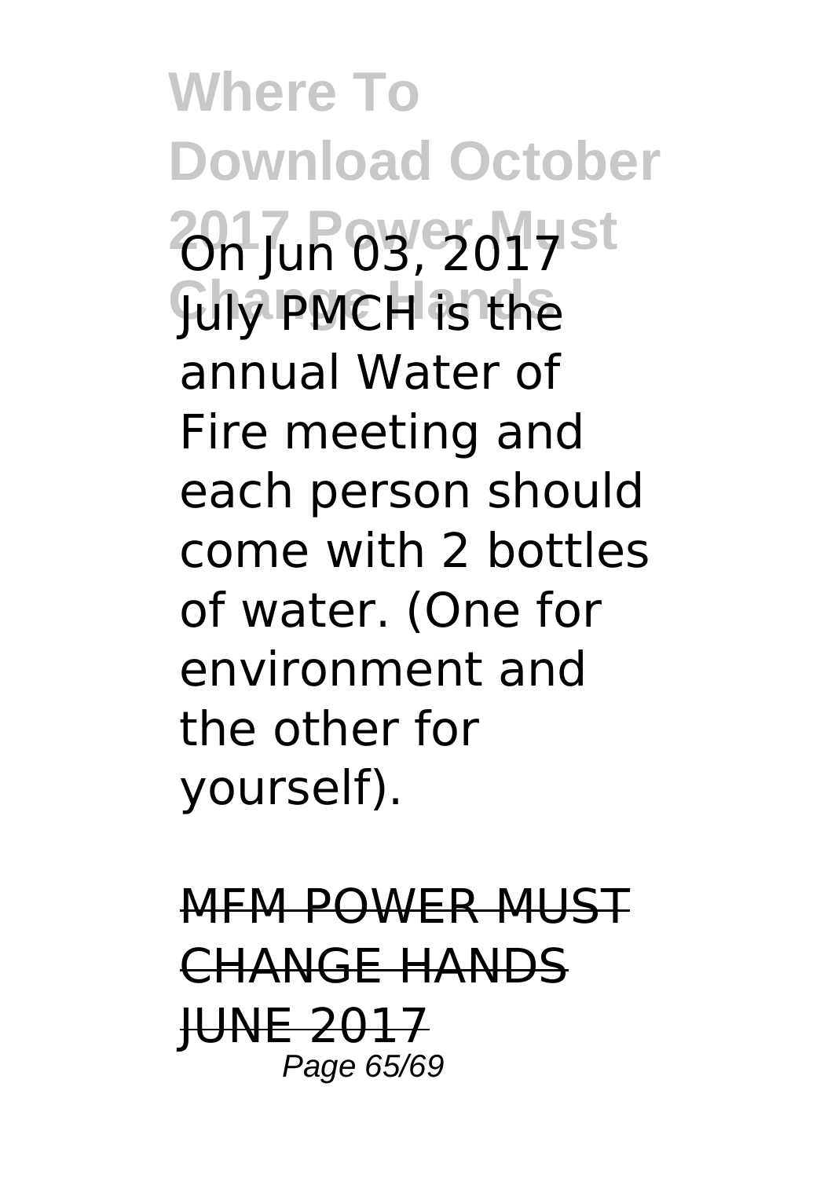On Jun 03, 2017 July PMCH is the annual Water of Fire meeting and each person should come with 2 bottles of water. (One for environment and the other for yourself).

MFM POWER MUST CHANGE HANDS JUNE 2017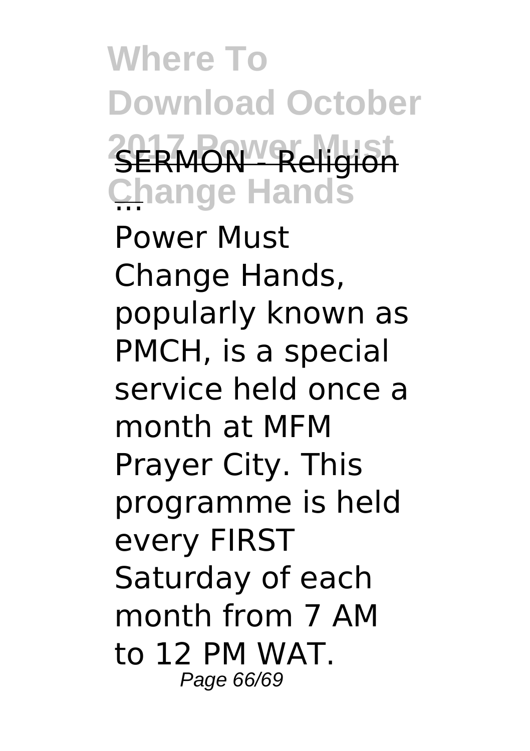SERMON - Religion ...

Power Must Change Hands, popularly known as PMCH, is a special service held once a month at MFM Prayer City. This programme is held every FIRST Saturday of each month from 7 AM to 12 PM WAT.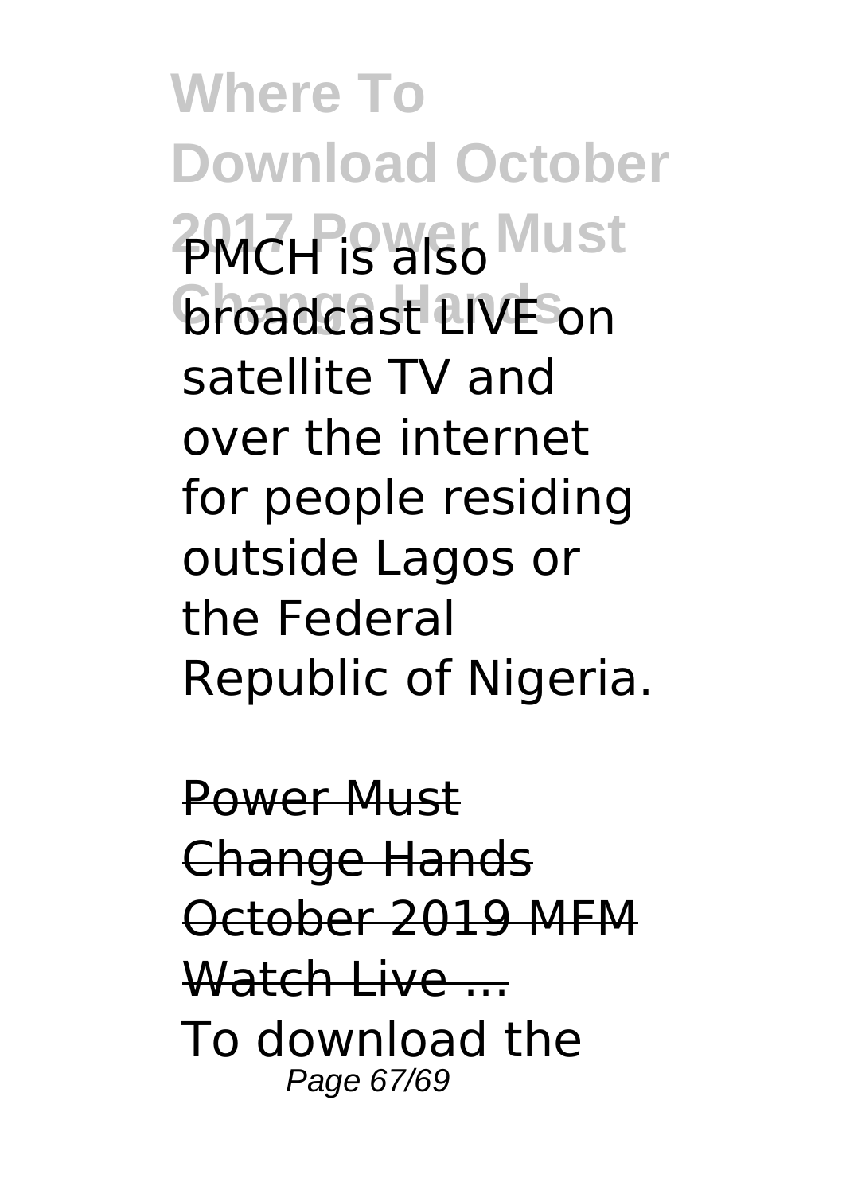PMCH is also broadcast LIVE on satellite TV and over the internet for people residing outside Lagos or the Federal Republic of Nigeria.

Power Must Change Hands October 2019 MFM Watch Live ...

To download the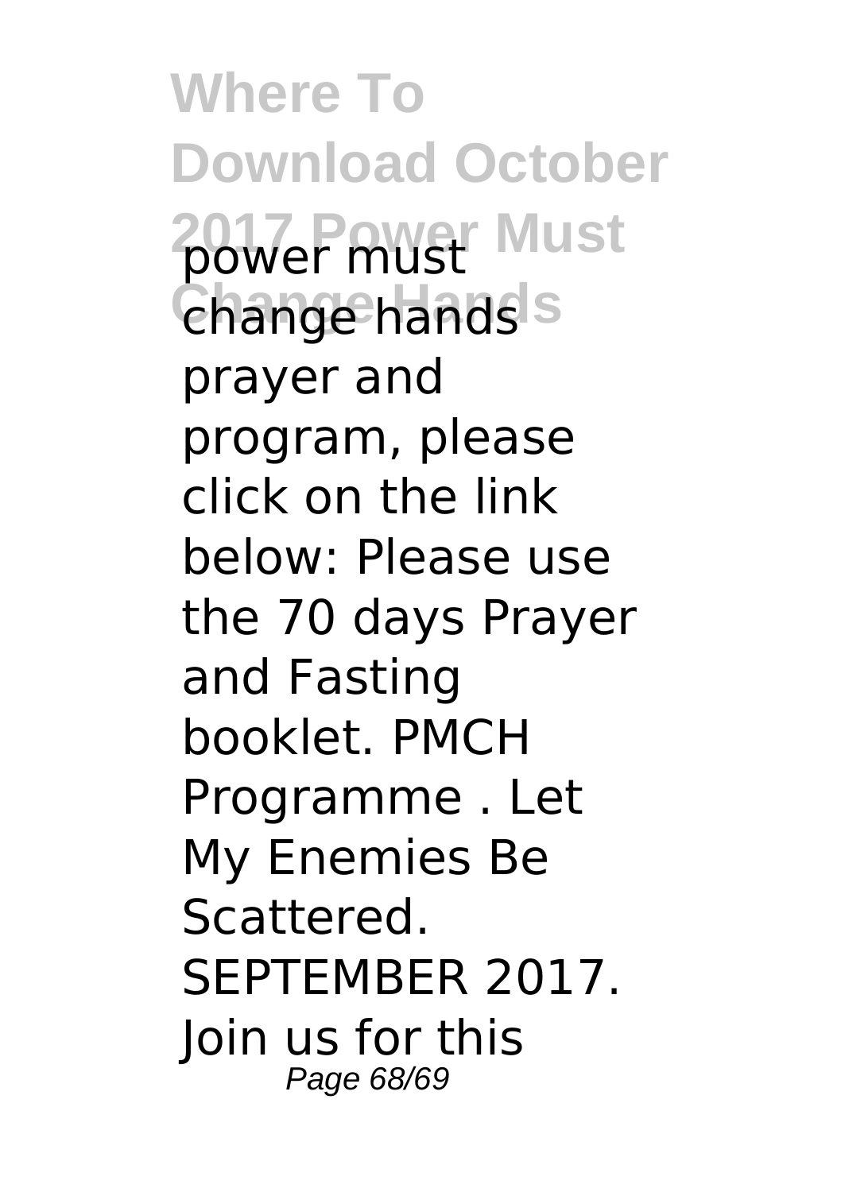power must change hands prayer and program, please click on the link below: Please use the 70 days Prayer and Fasting booklet. PMCH Programme . Let My Enemies Be Scattered. SEPTEMBER 2017. Join us for this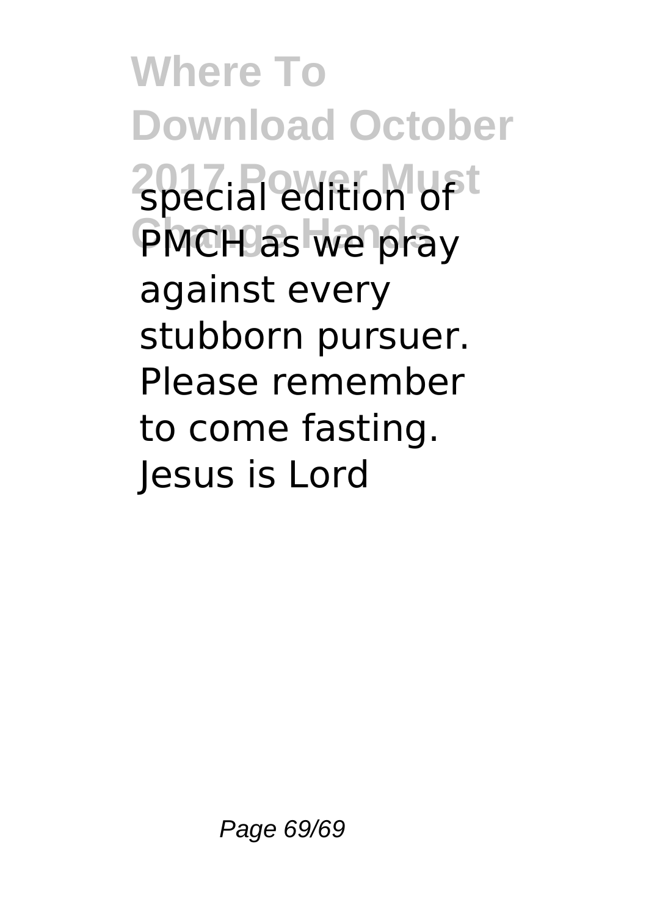special edition of PMCH as we pray against every stubborn pursuer. Please remember to come fasting. Jesus is Lord